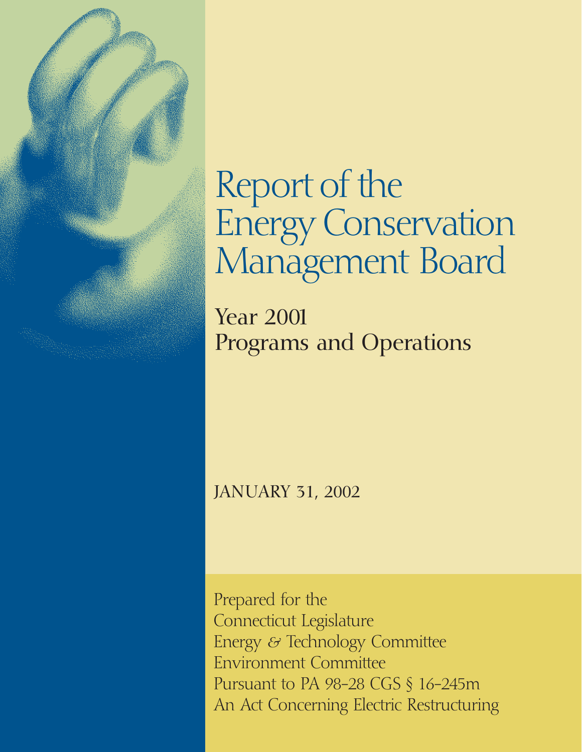# Report of the Energy Conservation Management Board

## Year 2001 Programs and Operations

JANUARY 31, 2002

Prepared for the
Connecticut Legislature
Energy & Technology Committee
Environment Committee
Pursuant to PA 98-28 CGS § 16-245m
An Act Concerning Electric Restructuring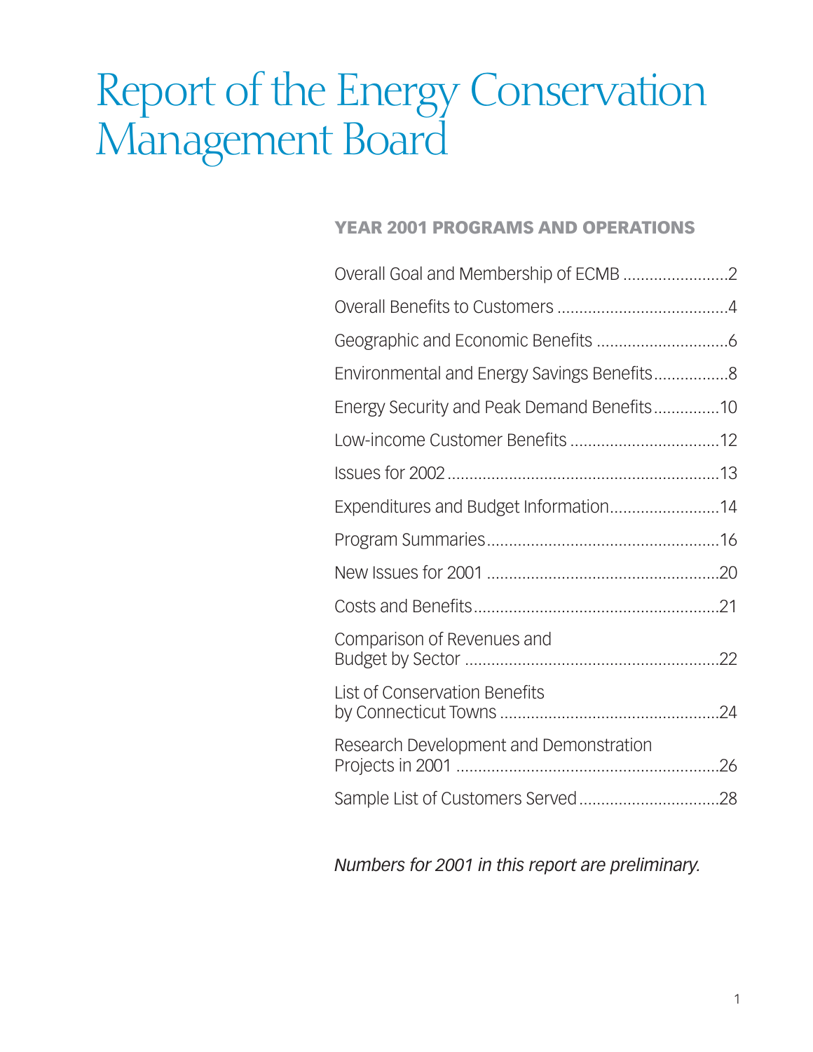# Report of the Energy Conservation Management Board

## YEAR 2001 PROGRAMS AND OPERATIONS

Overall Goal and Membership of ECMB ........................2

Overall Benefits to Customers ......................................4

Geographic and Economic Benefits ..............................6

Environmental and Energy Savings Benefits.................8

Energy Security and Peak Demand Benefits...............10

Low-income Customer Benefits ..................................12

Issues for 2002 .............................................................13

Expenditures and Budget Information.........................14

Program Summaries.....................................................16

New Issues for 2001 .....................................................20

Costs and Benefits.......................................................21

Comparison of Revenues and Budget by Sector ..........................................................22

List of Conservation Benefits by Connecticut Towns ..................................................24

Research Development and Demonstration Projects in 2001 ............................................................26

Sample List of Customers Served ................................28

*Numbers for 2001 in this report are preliminary.*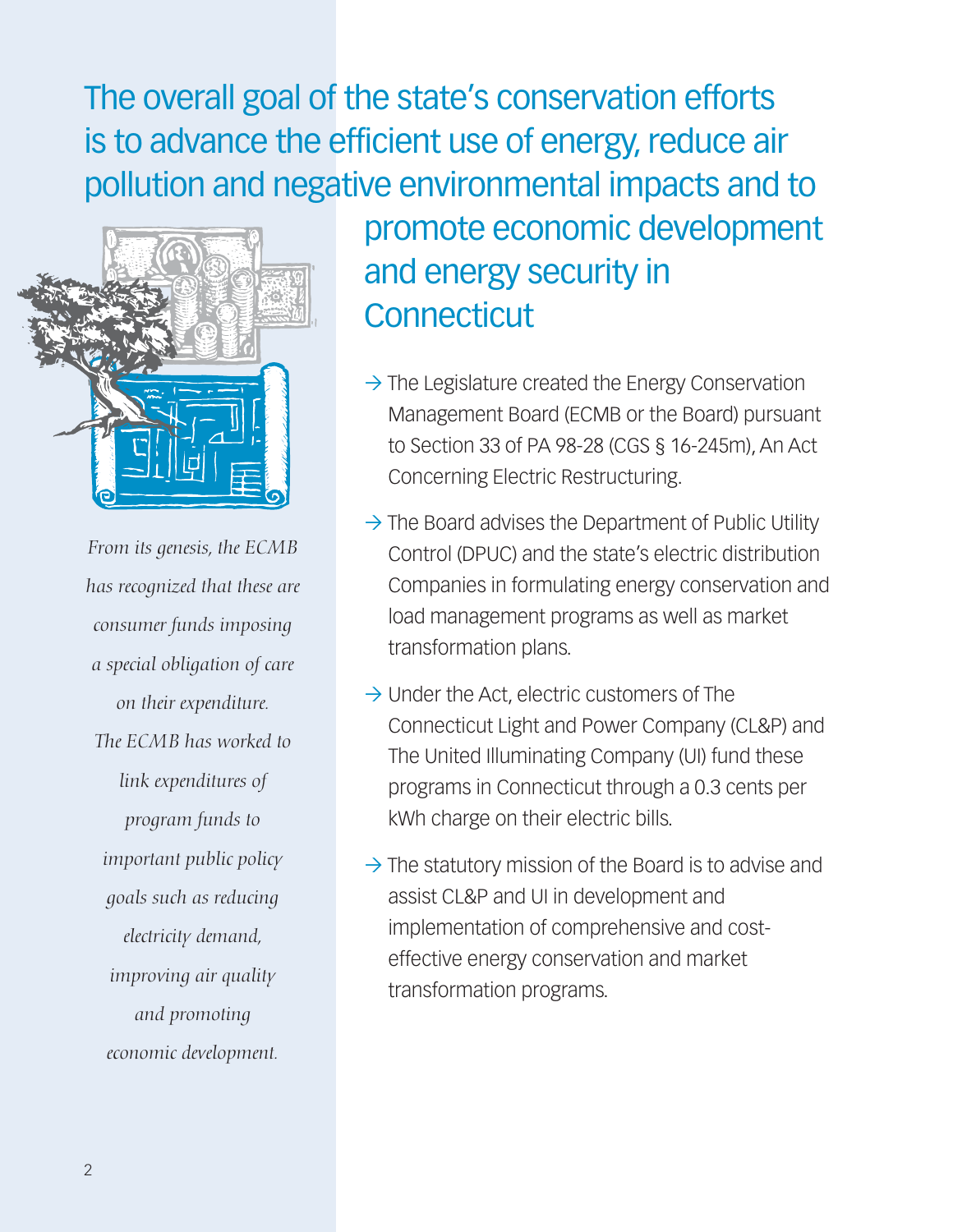# The overall goal of the state's conservation efforts is to advance the efficient use of energy, reduce air pollution and negative environmental impacts and to promote economic development and energy security in Connecticut

*From its genesis, the ECMB has recognized that these are consumer funds imposing a special obligation of care on their expenditure. The ECMB has worked to link expenditures of program funds to important public policy goals such as reducing electricity demand, improving air quality and promoting economic development.*

- The Legislature created the Energy Conservation Management Board (ECMB or the Board) pursuant to Section 33 of PA 98-28 (CGS § 16-245m), An Act Concerning Electric Restructuring.
- The Board advises the Department of Public Utility Control (DPUC) and the state's electric distribution Companies in formulating energy conservation and load management programs as well as market transformation plans.
- Under the Act, electric customers of The Connecticut Light and Power Company (CL&P) and The United Illuminating Company (UI) fund these programs in Connecticut through a 0.3 cents per kWh charge on their electric bills.
- The statutory mission of the Board is to advise and assist CL&P and UI in development and implementation of comprehensive and cost-effective energy conservation and market transformation programs.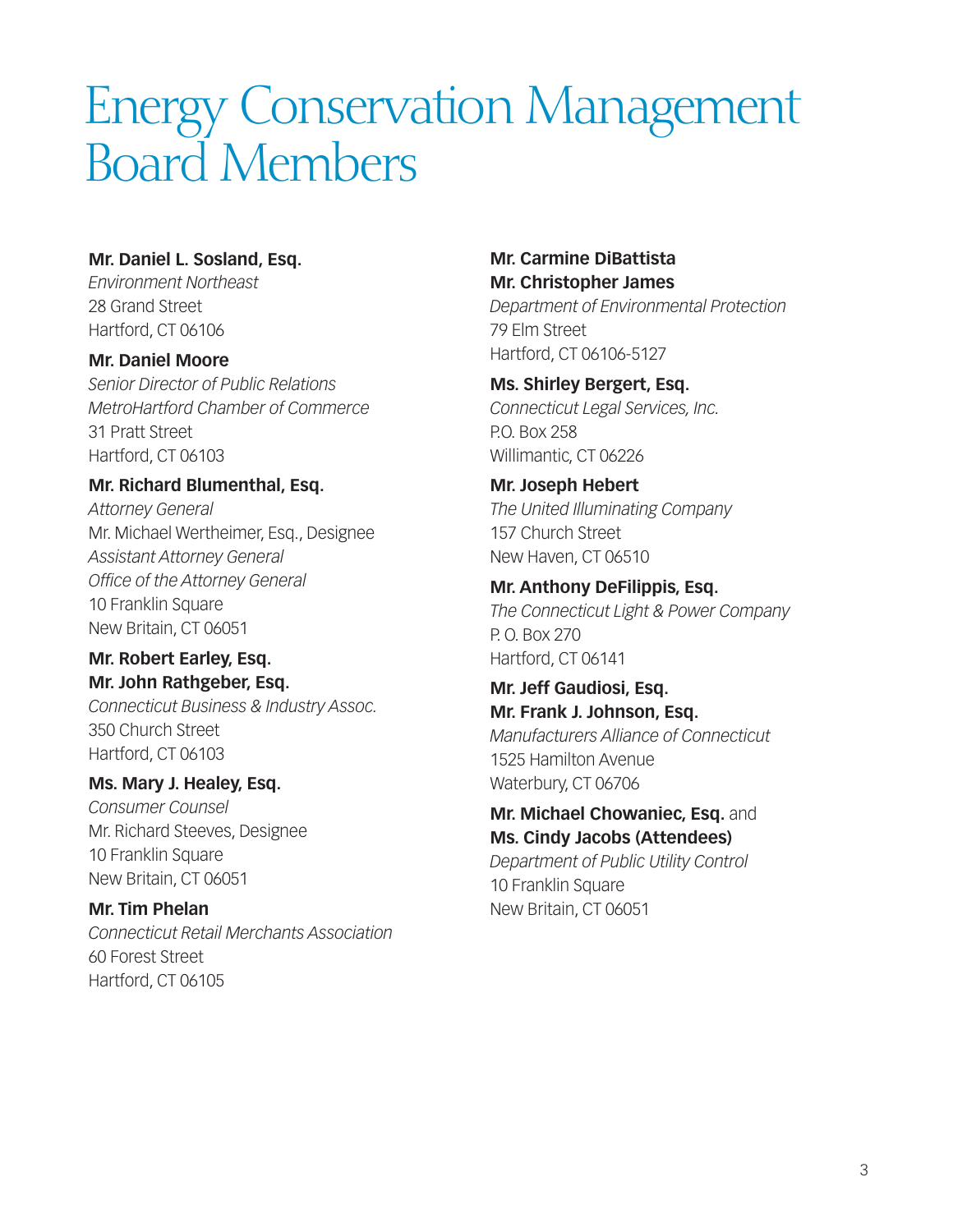# Energy Conservation Management Board Members

**Mr. Daniel L. Sosland, Esq.**
*Environment Northeast*
28 Grand Street
Hartford, CT 06106

**Mr. Daniel Moore**
*Senior Director of Public Relations*
*MetroHartford Chamber of Commerce*
31 Pratt Street
Hartford, CT 06103

**Mr. Richard Blumenthal, Esq.**
*Attorney General*
Mr. Michael Wertheimer, Esq., Designee
*Assistant Attorney General*
*Office of the Attorney General*
10 Franklin Square
New Britain, CT 06051

**Mr. Robert Earley, Esq.**
**Mr. John Rathgeber, Esq.**
*Connecticut Business & Industry Assoc.*
350 Church Street
Hartford, CT 06103

**Ms. Mary J. Healey, Esq.**
*Consumer Counsel*
Mr. Richard Steeves, Designee
10 Franklin Square
New Britain, CT 06051

**Mr. Tim Phelan**
*Connecticut Retail Merchants Association*
60 Forest Street
Hartford, CT 06105

**Mr. Carmine DiBattista**
**Mr. Christopher James**
*Department of Environmental Protection*
79 Elm Street
Hartford, CT 06106-5127

**Ms. Shirley Bergert, Esq.**
*Connecticut Legal Services, Inc.*
P.O. Box 258
Willimantic, CT 06226

**Mr. Joseph Hebert**
*The United Illuminating Company*
157 Church Street
New Haven, CT 06510

**Mr. Anthony DeFilippis, Esq.**
*The Connecticut Light & Power Company*
P. O. Box 270
Hartford, CT 06141

**Mr. Jeff Gaudiosi, Esq.**
**Mr. Frank J. Johnson, Esq.**
*Manufacturers Alliance of Connecticut*
1525 Hamilton Avenue
Waterbury, CT 06706

**Mr. Michael Chowaniec, Esq.** and
**Ms. Cindy Jacobs (Attendees)**
*Department of Public Utility Control*
10 Franklin Square
New Britain, CT 06051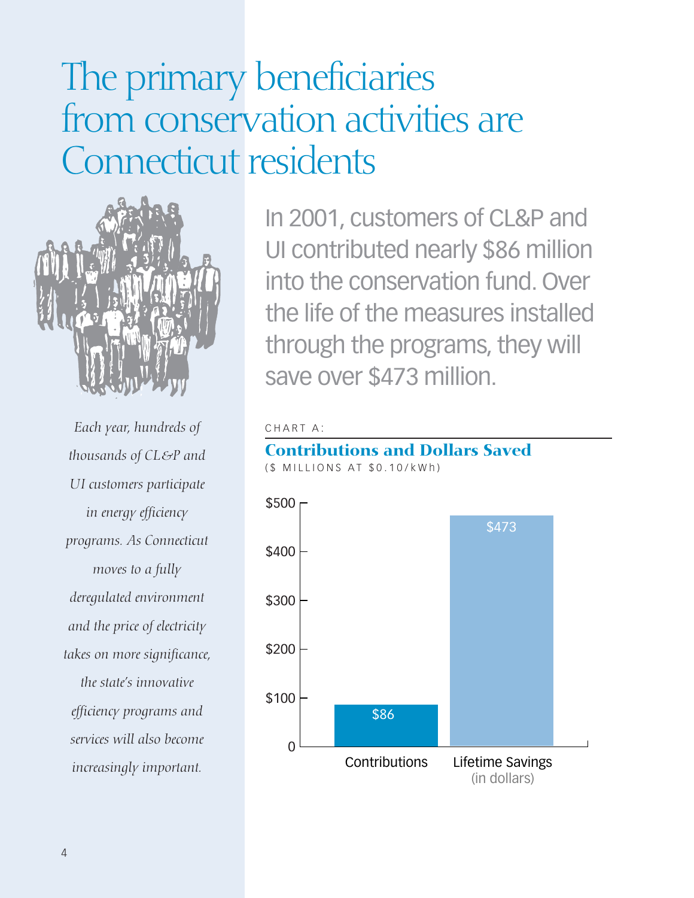# The primary beneficiaries from conservation activities are Connecticut residents

*Each year, hundreds of thousands of CL&P and UI customers participate in energy efficiency programs. As Connecticut moves to a fully deregulated environment and the price of electricity takes on more significance, the state's innovative efficiency programs and services will also become increasingly important.*

In 2001, customers of CL&P and UI contributed nearly $86 million into the conservation fund. Over the life of the measures installed through the programs, they will save over $473 million.

CHART A:

**Contributions and Dollars Saved**

($ MILLIONS AT $0.10/kWh)

| | Contributions | Lifetime Savings (in dollars) |
|---|---|---|
| $ Millions | $86 | $473 |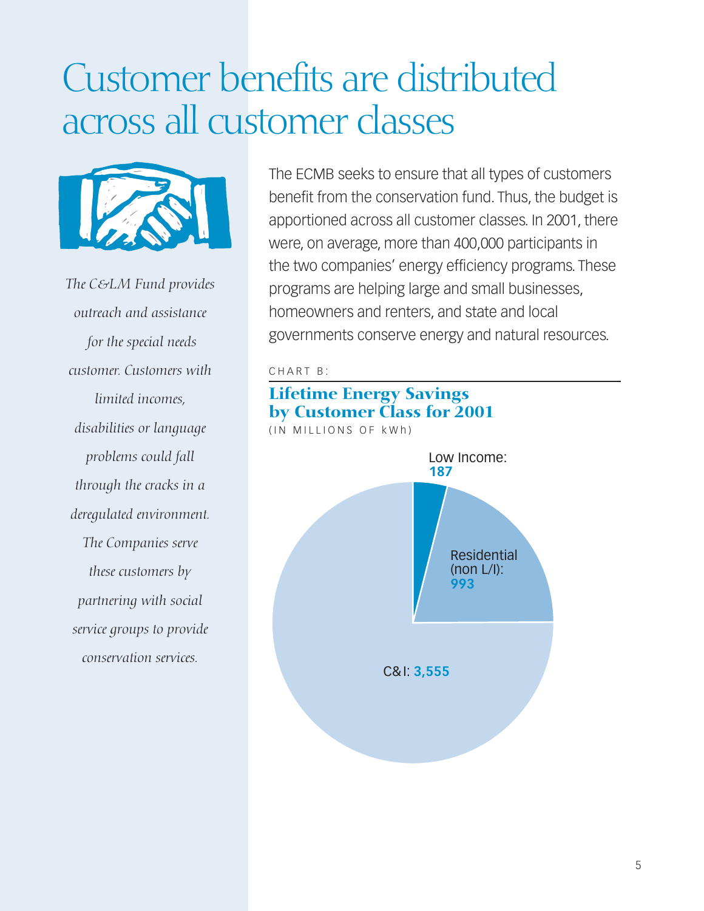# Customer benefits are distributed across all customer classes

*The C&LM Fund provides outreach and assistance for the special needs customer. Customers with limited incomes, disabilities or language problems could fall through the cracks in a deregulated environment. The Companies serve these customers by partnering with social service groups to provide conservation services.*

The ECMB seeks to ensure that all types of customers benefit from the conservation fund. Thus, the budget is apportioned across all customer classes. In 2001, there were, on average, more than 400,000 participants in the two companies' energy efficiency programs. These programs are helping large and small businesses, homeowners and renters, and state and local governments conserve energy and natural resources.

CHART B:

## Lifetime Energy Savings by Customer Class for 2001

(IN MILLIONS OF kWh)

Low Income: **187**

Residential (non L/I): **993**

C&I: **3,555**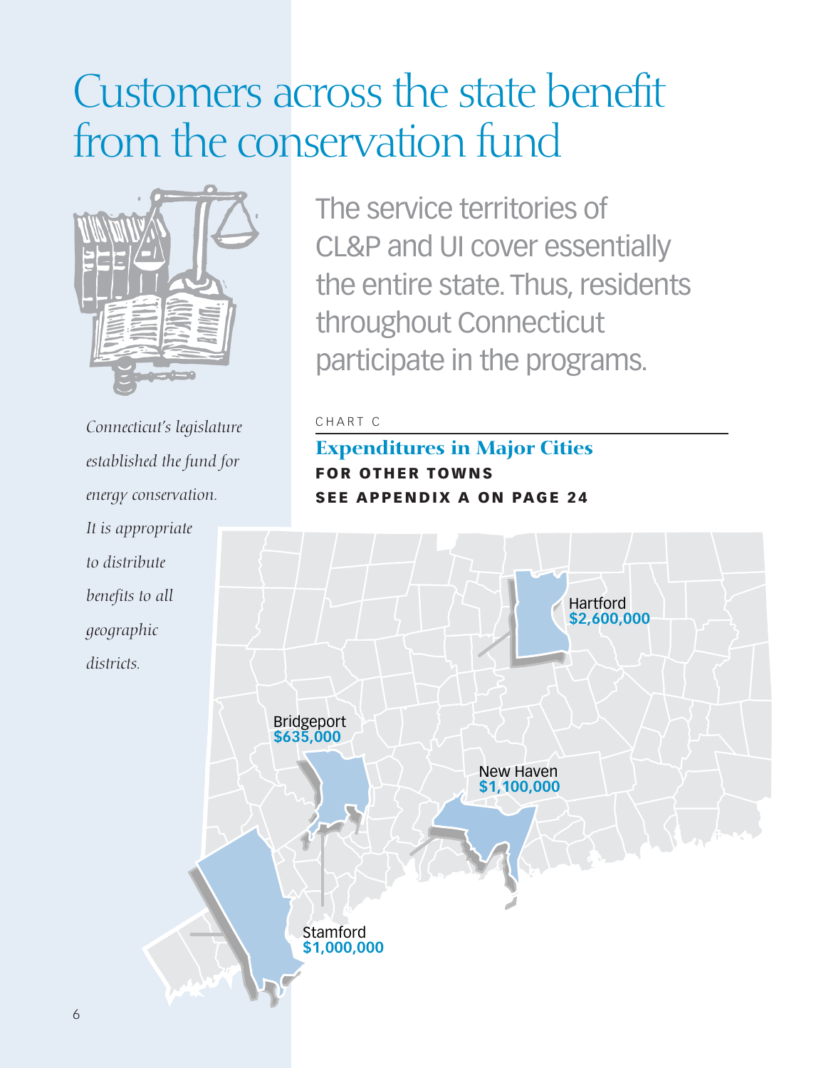# Customers across the state benefit from the conservation fund

*Connecticut's legislature established the fund for energy conservation. It is appropriate to distribute benefits to all geographic districts.*

The service territories of CL&P and UI cover essentially the entire state. Thus, residents throughout Connecticut participate in the programs.

CHART C

## Expenditures in Major Cities

**FOR OTHER TOWNS SEE APPENDIX A ON PAGE 24**

Hartford
$2,600,000

Bridgeport
$635,000

New Haven
$1,100,000

Stamford
$1,000,000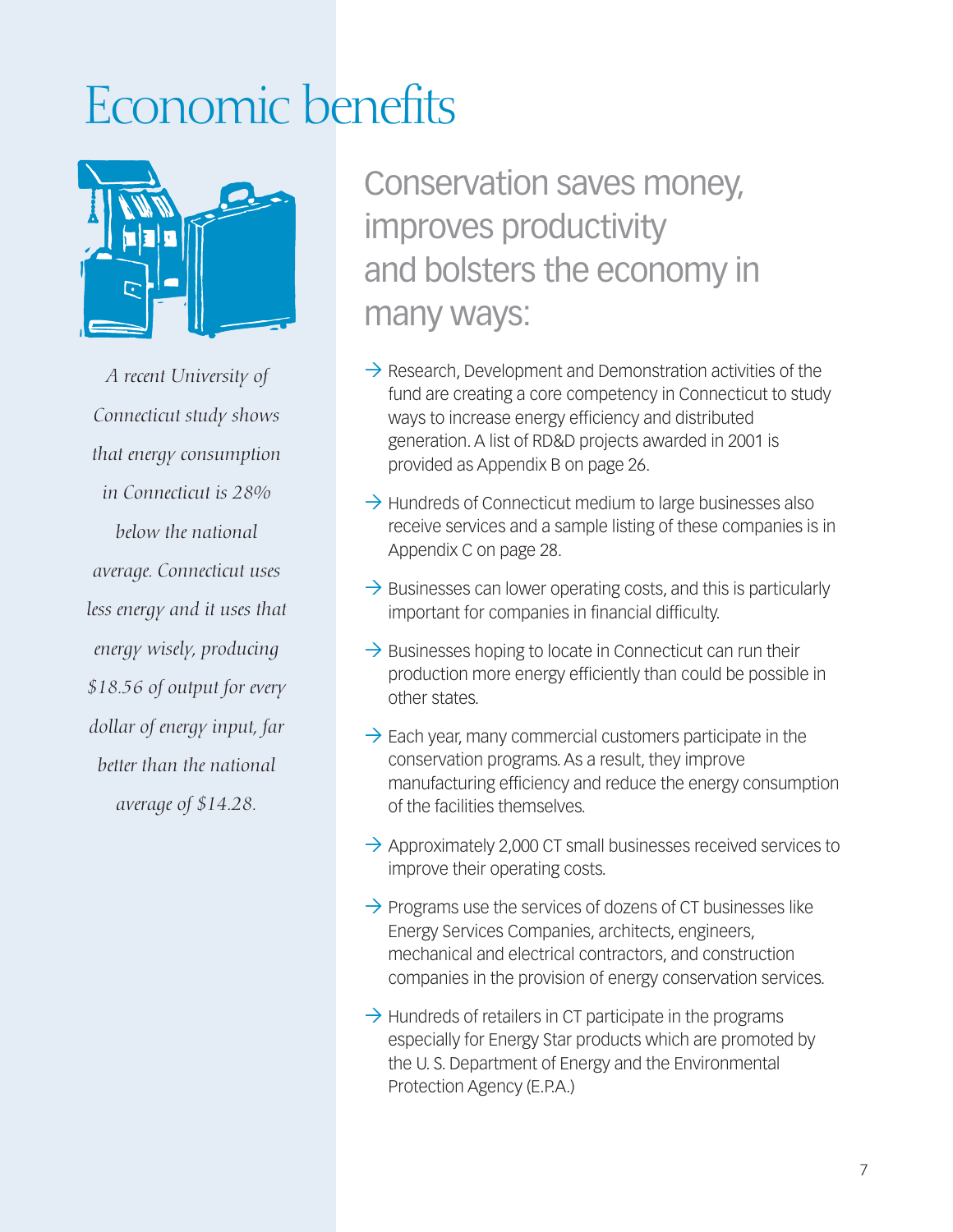# Economic benefits

*A recent University of Connecticut study shows that energy consumption in Connecticut is 28% below the national average. Connecticut uses less energy and it uses that energy wisely, producing $18.56 of output for every dollar of energy input, far better than the national average of $14.28.*

## Conservation saves money, improves productivity and bolsters the economy in many ways:

- → Research, Development and Demonstration activities of the fund are creating a core competency in Connecticut to study ways to increase energy efficiency and distributed generation. A list of RD&D projects awarded in 2001 is provided as Appendix B on page 26.
- → Hundreds of Connecticut medium to large businesses also receive services and a sample listing of these companies is in Appendix C on page 28.
- → Businesses can lower operating costs, and this is particularly important for companies in financial difficulty.
- → Businesses hoping to locate in Connecticut can run their production more energy efficiently than could be possible in other states.
- → Each year, many commercial customers participate in the conservation programs. As a result, they improve manufacturing efficiency and reduce the energy consumption of the facilities themselves.
- → Approximately 2,000 CT small businesses received services to improve their operating costs.
- → Programs use the services of dozens of CT businesses like Energy Services Companies, architects, engineers, mechanical and electrical contractors, and construction companies in the provision of energy conservation services.
- → Hundreds of retailers in CT participate in the programs especially for Energy Star products which are promoted by the U. S. Department of Energy and the Environmental Protection Agency (E.P.A.)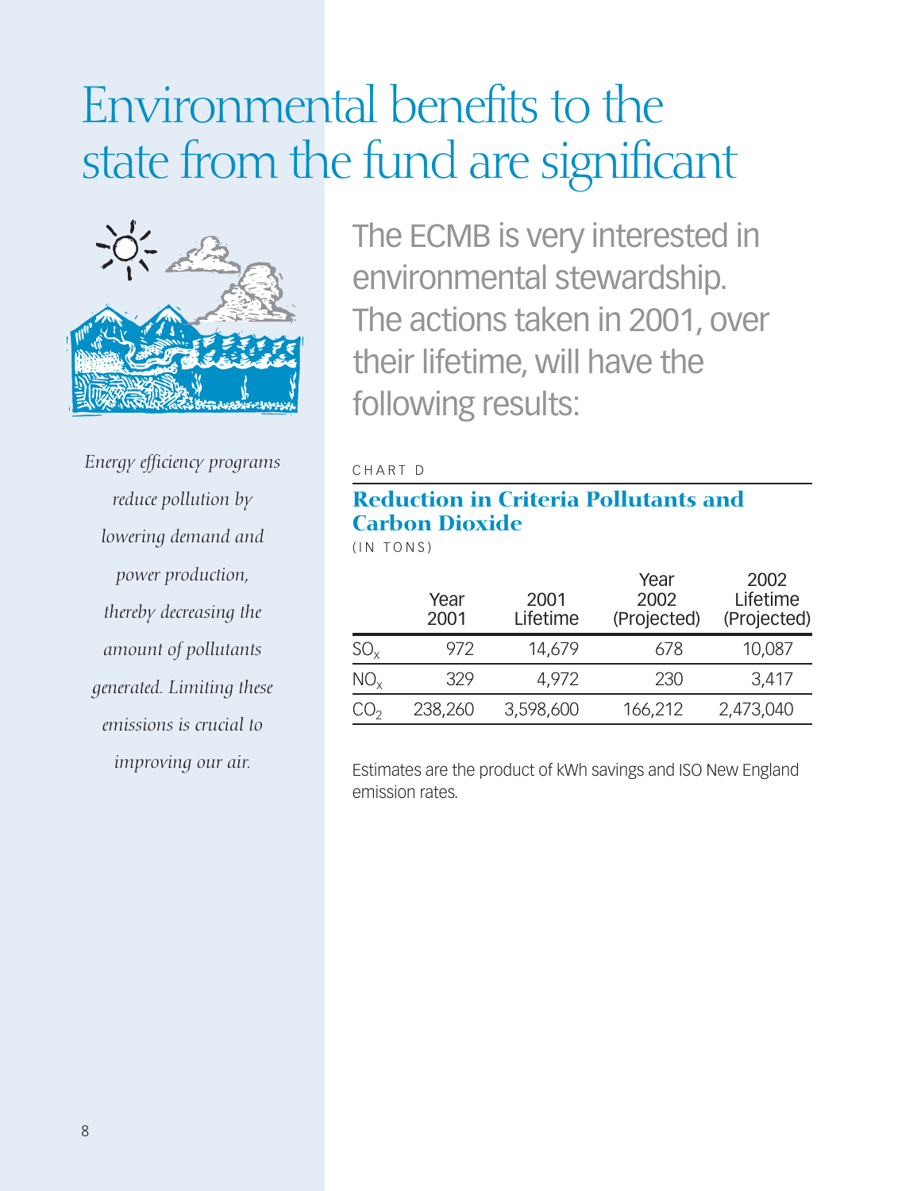# Environmental benefits to the state from the fund are significant

*Energy efficiency programs reduce pollution by lowering demand and power production, thereby decreasing the amount of pollutants generated. Limiting these emissions is crucial to improving our air.*

The ECMB is very interested in environmental stewardship. The actions taken in 2001, over their lifetime, will have the following results:

CHART D

**Reduction in Criteria Pollutants and Carbon Dioxide**

(IN TONS)

| | Year 2001 | 2001 Lifetime | Year 2002 (Projected) | 2002 Lifetime (Projected) |
|---|---|---|---|---|
| $SO_x$ | 972 | 14,679 | 678 | 10,087 |
| $NO_x$ | 329 | 4,972 | 230 | 3,417 |
| $CO_2$ | 238,260 | 3,598,600 | 166,212 | 2,473,040 |

Estimates are the product of kWh savings and ISO New England emission rates.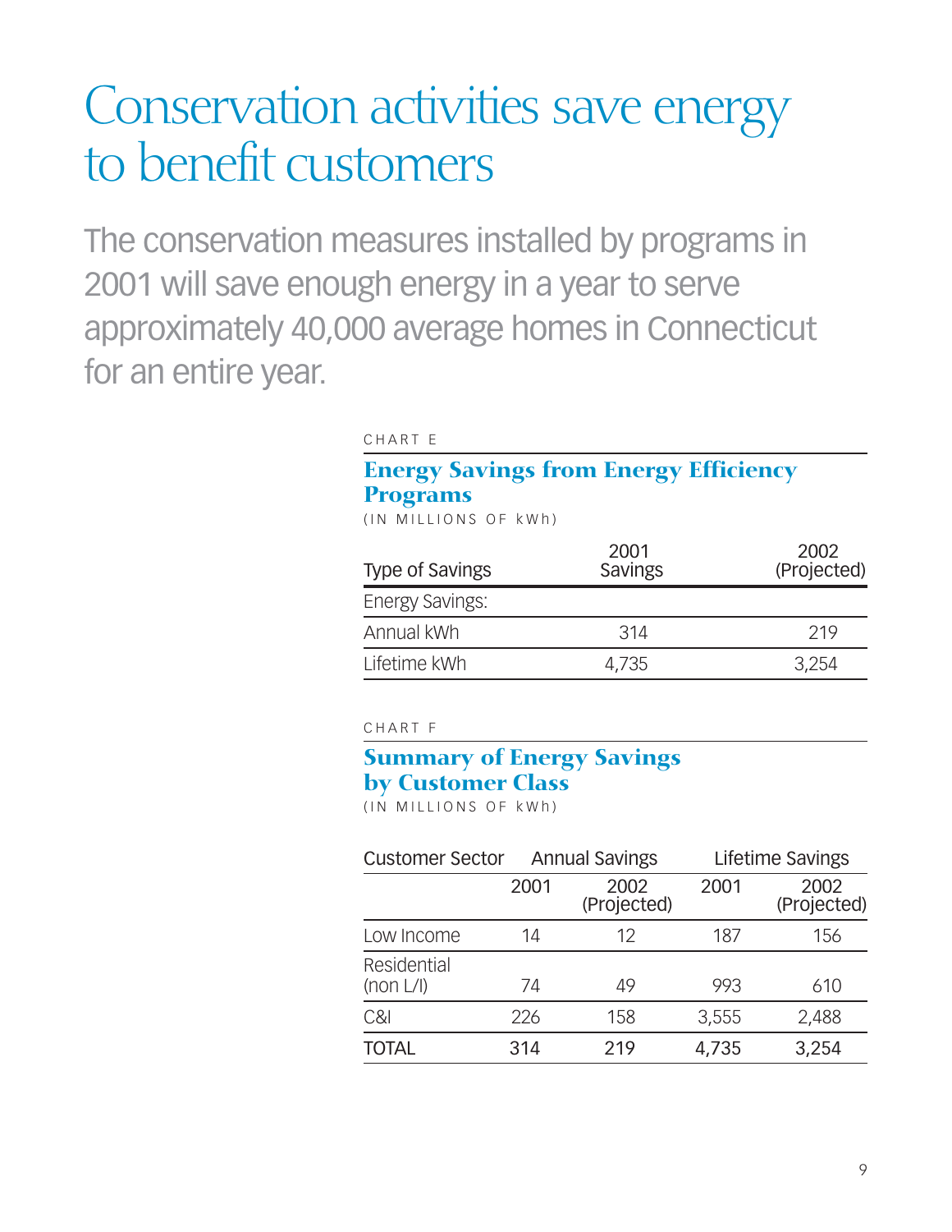# Conservation activities save energy to benefit customers

The conservation measures installed by programs in 2001 will save enough energy in a year to serve approximately 40,000 average homes in Connecticut for an entire year.

CHART E

### Energy Savings from Energy Efficiency Programs

(IN MILLIONS OF kWh)

| Type of Savings | 2001 Savings | 2002 (Projected) |
|---|---|---|
| Energy Savings: | | |
| Annual kWh | 314 | 219 |
| Lifetime kWh | 4,735 | 3,254 |

CHART F

### Summary of Energy Savings by Customer Class

(IN MILLIONS OF kWh)

| Customer Sector | Annual Savings | | Lifetime Savings | |
|---|---|---|---|---|
| | 2001 | 2002 (Projected) | 2001 | 2002 (Projected) |
| Low Income | 14 | 12 | 187 | 156 |
| Residential (non L/I) | 74 | 49 | 993 | 610 |
| C&I | 226 | 158 | 3,555 | 2,488 |
| TOTAL | 314 | 219 | 4,735 | 3,254 |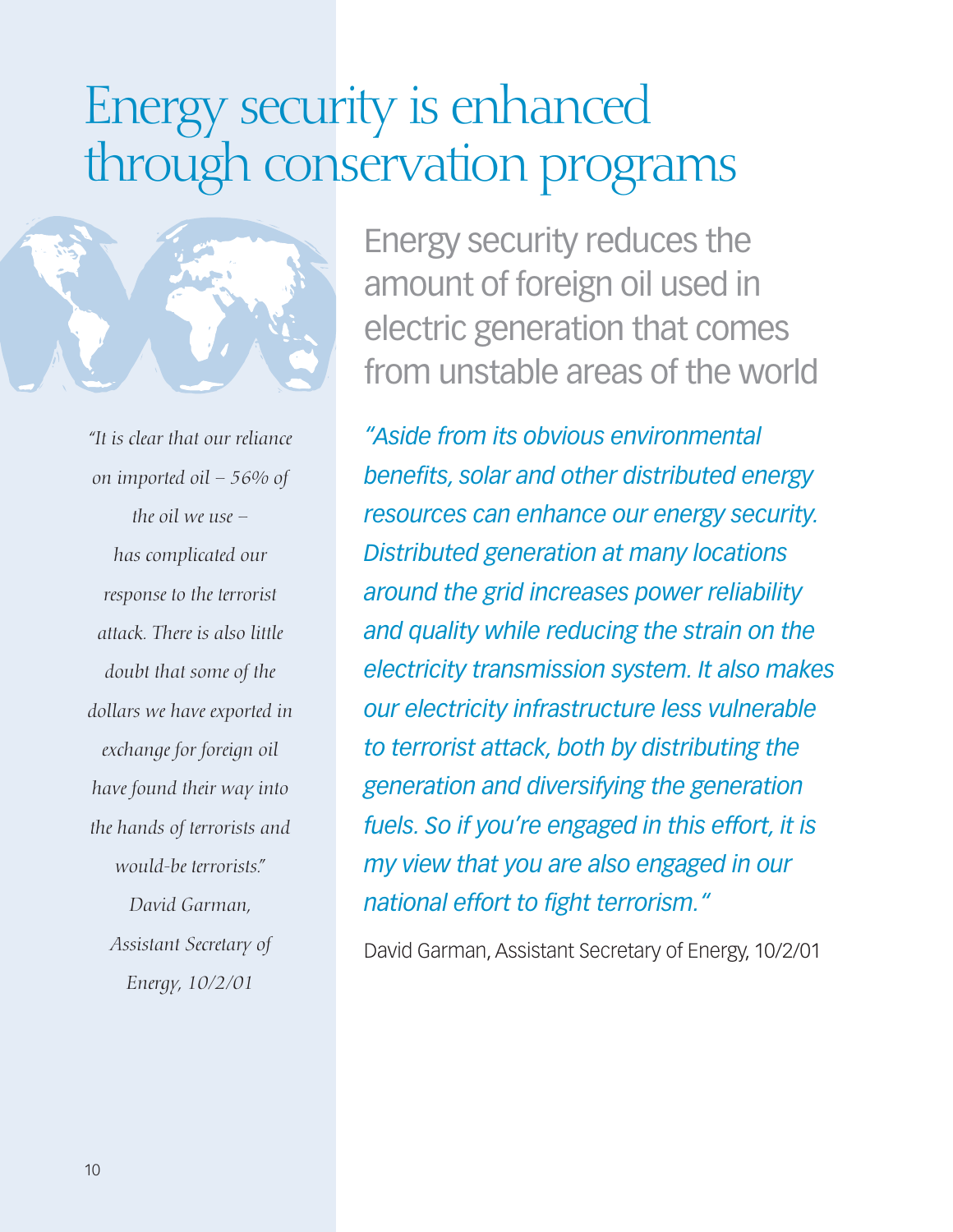# Energy security is enhanced through conservation programs

*"It is clear that our reliance on imported oil – 56% of the oil we use – has complicated our response to the terrorist attack. There is also little doubt that some of the dollars we have exported in exchange for foreign oil have found their way into the hands of terrorists and would-be terrorists." David Garman, Assistant Secretary of Energy, 10/2/01*

## Energy security reduces the amount of foreign oil used in electric generation that comes from unstable areas of the world

*"Aside from its obvious environmental benefits, solar and other distributed energy resources can enhance our energy security. Distributed generation at many locations around the grid increases power reliability and quality while reducing the strain on the electricity transmission system. It also makes our electricity infrastructure less vulnerable to terrorist attack, both by distributing the generation and diversifying the generation fuels. So if you're engaged in this effort, it is my view that you are also engaged in our national effort to fight terrorism."*

David Garman, Assistant Secretary of Energy, 10/2/01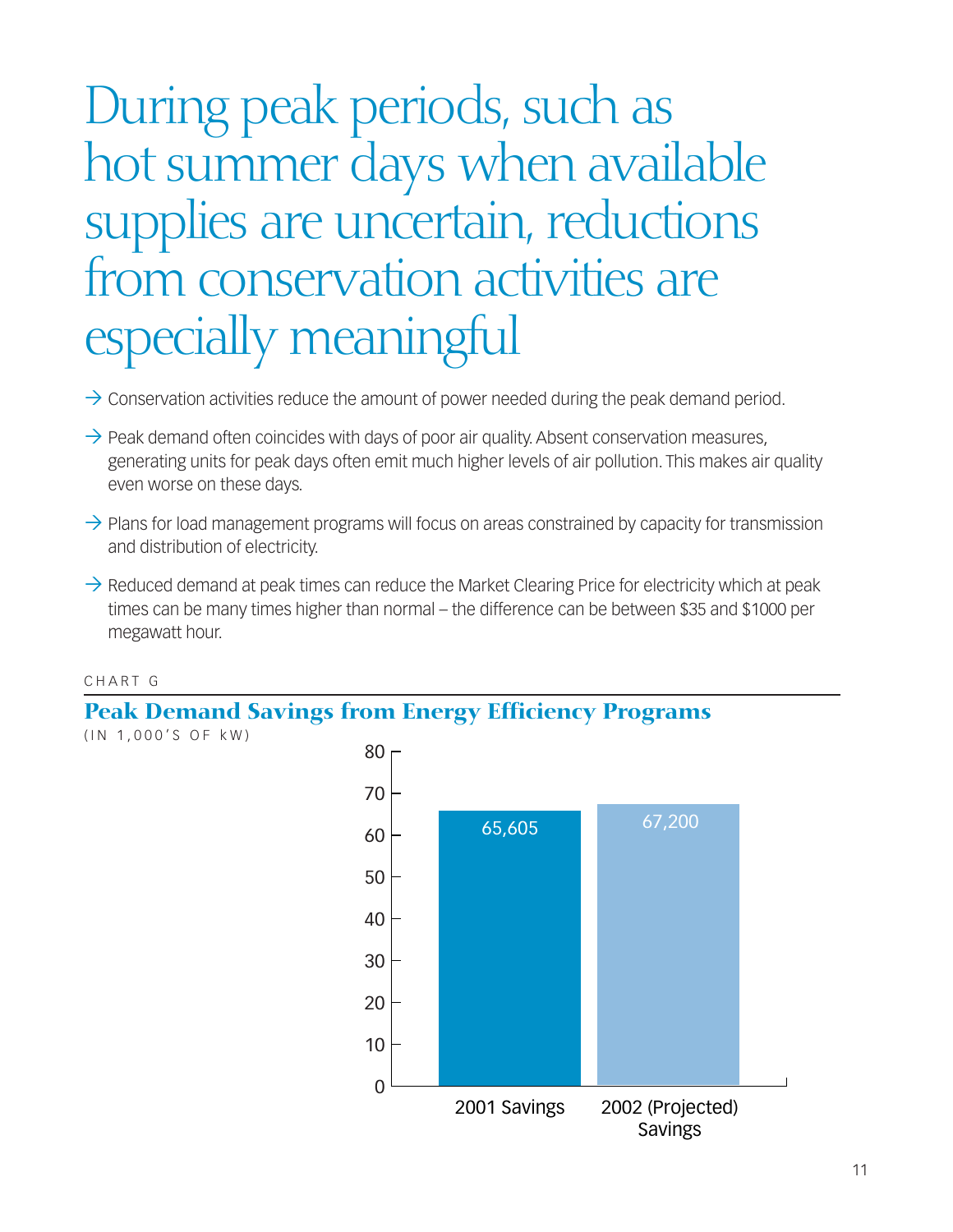# During peak periods, such as hot summer days when available supplies are uncertain, reductions from conservation activities are especially meaningful

- Conservation activities reduce the amount of power needed during the peak demand period.
- Peak demand often coincides with days of poor air quality. Absent conservation measures, generating units for peak days often emit much higher levels of air pollution. This makes air quality even worse on these days.
- Plans for load management programs will focus on areas constrained by capacity for transmission and distribution of electricity.
- Reduced demand at peak times can reduce the Market Clearing Price for electricity which at peak times can be many times higher than normal – the difference can be between $35 and $1000 per megawatt hour.

CHART G

**Peak Demand Savings from Energy Efficiency Programs**

(IN 1,000'S OF kW)

| | Savings |
|---|---|
| 2001 Savings | 65,605 |
| 2002 (Projected) Savings | 67,200 |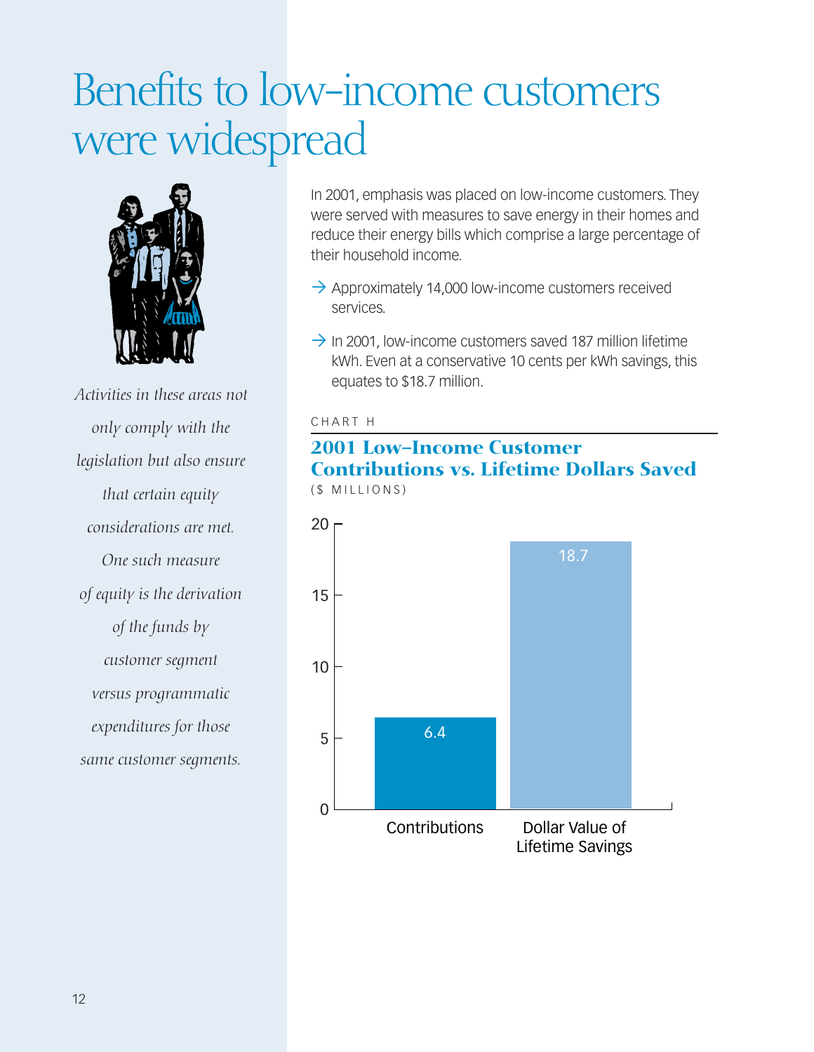# Benefits to low-income customers were widespread

*Activities in these areas not only comply with the legislation but also ensure that certain equity considerations are met. One such measure of equity is the derivation of the funds by customer segment versus programmatic expenditures for those same customer segments.*

In 2001, emphasis was placed on low-income customers. They were served with measures to save energy in their homes and reduce their energy bills which comprise a large percentage of their household income.

- → Approximately 14,000 low-income customers received services.
- → In 2001, low-income customers saved 187 million lifetime kWh. Even at a conservative 10 cents per kWh savings, this equates to $18.7 million.

CHART H

## 2001 Low-Income Customer Contributions vs. Lifetime Dollars Saved

($ MILLIONS)

| | Contributions | Dollar Value of Lifetime Savings |
|---|---|---|
| $ Millions | 6.4 | 18.7 |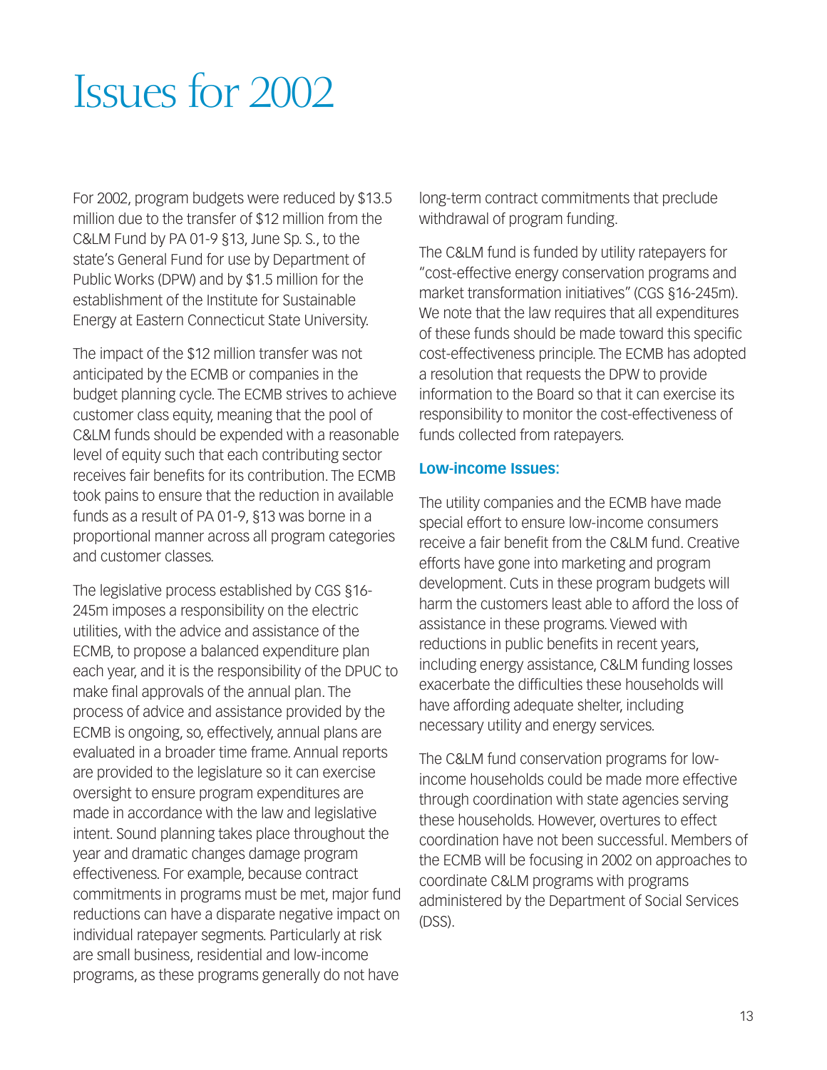# Issues for 2002

For 2002, program budgets were reduced by $13.5 million due to the transfer of $12 million from the C&LM Fund by PA 01-9 §13, June Sp. S., to the state's General Fund for use by Department of Public Works (DPW) and by $1.5 million for the establishment of the Institute for Sustainable Energy at Eastern Connecticut State University.

The impact of the $12 million transfer was not anticipated by the ECMB or companies in the budget planning cycle. The ECMB strives to achieve customer class equity, meaning that the pool of C&LM funds should be expended with a reasonable level of equity such that each contributing sector receives fair benefits for its contribution. The ECMB took pains to ensure that the reduction in available funds as a result of PA 01-9, §13 was borne in a proportional manner across all program categories and customer classes.

The legislative process established by CGS §16-245m imposes a responsibility on the electric utilities, with the advice and assistance of the ECMB, to propose a balanced expenditure plan each year, and it is the responsibility of the DPUC to make final approvals of the annual plan. The process of advice and assistance provided by the ECMB is ongoing, so, effectively, annual plans are evaluated in a broader time frame. Annual reports are provided to the legislature so it can exercise oversight to ensure program expenditures are made in accordance with the law and legislative intent. Sound planning takes place throughout the year and dramatic changes damage program effectiveness. For example, because contract commitments in programs must be met, major fund reductions can have a disparate negative impact on individual ratepayer segments. Particularly at risk are small business, residential and low-income programs, as these programs generally do not have long-term contract commitments that preclude withdrawal of program funding.

The C&LM fund is funded by utility ratepayers for "cost-effective energy conservation programs and market transformation initiatives" (CGS §16-245m). We note that the law requires that all expenditures of these funds should be made toward this specific cost-effectiveness principle. The ECMB has adopted a resolution that requests the DPW to provide information to the Board so that it can exercise its responsibility to monitor the cost-effectiveness of funds collected from ratepayers.

**Low-income Issues:**

The utility companies and the ECMB have made special effort to ensure low-income consumers receive a fair benefit from the C&LM fund. Creative efforts have gone into marketing and program development. Cuts in these program budgets will harm the customers least able to afford the loss of assistance in these programs. Viewed with reductions in public benefits in recent years, including energy assistance, C&LM funding losses exacerbate the difficulties these households will have affording adequate shelter, including necessary utility and energy services.

The C&LM fund conservation programs for low-income households could be made more effective through coordination with state agencies serving these households. However, overtures to effect coordination have not been successful. Members of the ECMB will be focusing in 2002 on approaches to coordinate C&LM programs with programs administered by the Department of Social Services (DSS).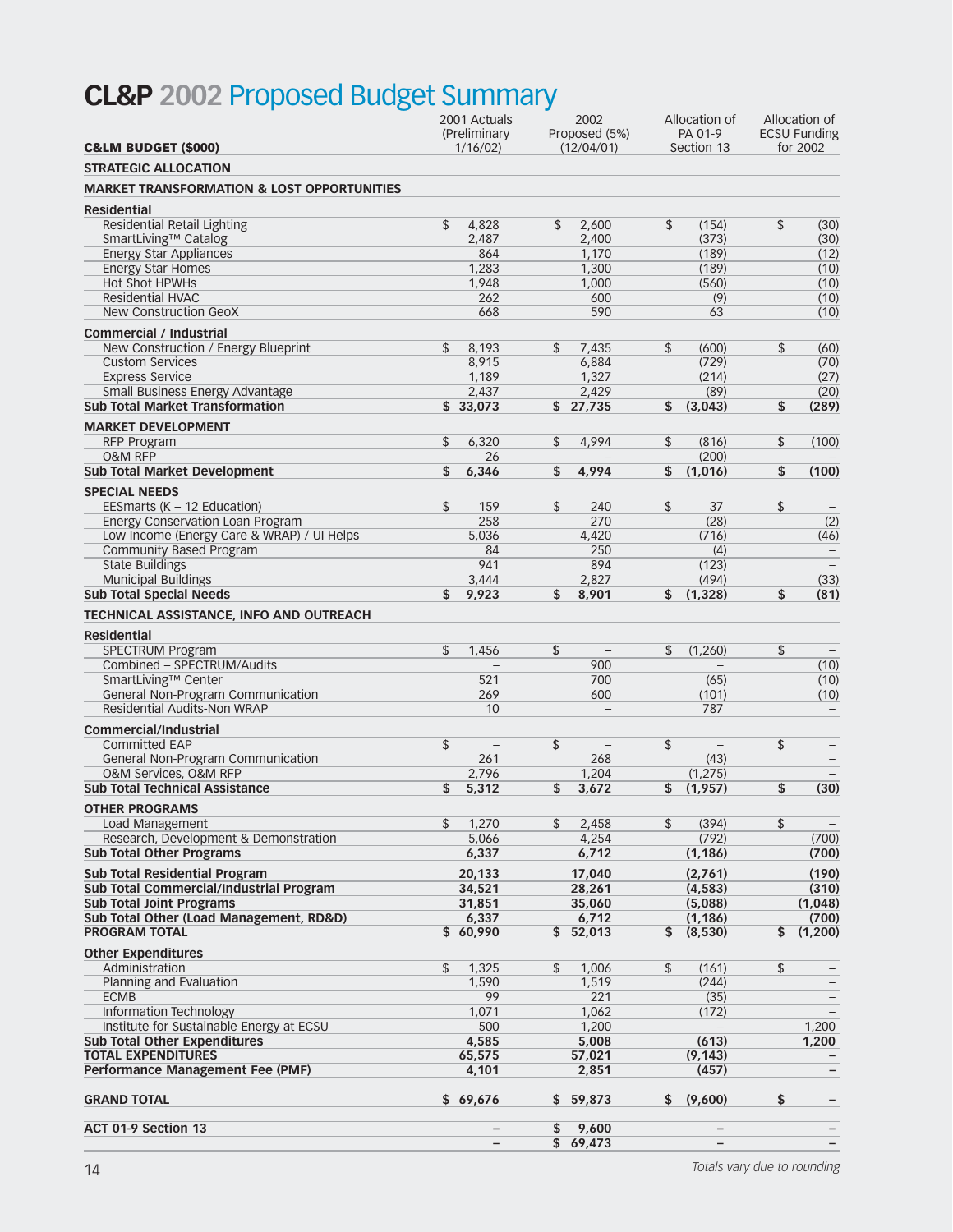# CL&P 2002 Proposed Budget Summary

| C&LM BUDGET ($000) | 2001 Actuals (Preliminary 1/16/02) | 2002 Proposed (5%) (12/04/01) | Allocation of PA 01-9 Section 13 | Allocation of ECSU Funding for 2002 |
|---|---|---|---|---|
| **STRATEGIC ALLOCATION** | | | | |
| **MARKET TRANSFORMATION & LOST OPPORTUNITIES** | | | | |
| **Residential** | | | | |
| Residential Retail Lighting | $ 4,828 | $ 2,600 | $ (154) | $ (30) |
| SmartLiving™ Catalog | 2,487 | 2,400 | (373) | (30) |
| Energy Star Appliances | 864 | 1,170 | (189) | (12) |
| Energy Star Homes | 1,283 | 1,300 | (189) | (10) |
| Hot Shot HPWHs | 1,948 | 1,000 | (560) | (10) |
| Residential HVAC | 262 | 600 | (9) | (10) |
| New Construction GeoX | 668 | 590 | 63 | (10) |
| **Commercial / Industrial** | | | | |
| New Construction / Energy Blueprint | $ 8,193 | $ 7,435 | $ (600) | $ (60) |
| Custom Services | 8,915 | 6,884 | (729) | (70) |
| Express Service | 1,189 | 1,327 | (214) | (27) |
| Small Business Energy Advantage | 2,437 | 2,429 | (89) | (20) |
| **Sub Total Market Transformation** | **$ 33,073** | **$ 27,735** | **$ (3,043)** | **$ (289)** |
| **MARKET DEVELOPMENT** | | | | |
| RFP Program | $ 6,320 | $ 4,994 | $ (816) | $ (100) |
| O&M RFP | 26 | – | (200) | – |
| **Sub Total Market Development** | **$ 6,346** | **$ 4,994** | **$ (1,016)** | **$ (100)** |
| **SPECIAL NEEDS** | | | | |
| EESmarts (K – 12 Education) | $ 159 | $ 240 | $ 37 | $ – |
| Energy Conservation Loan Program | 258 | 270 | (28) | (2) |
| Low Income (Energy Care & WRAP) / UI Helps | 5,036 | 4,420 | (716) | (46) |
| Community Based Program | 84 | 250 | (4) | – |
| State Buildings | 941 | 894 | (123) | – |
| Municipal Buildings | 3,444 | 2,827 | (494) | (33) |
| **Sub Total Special Needs** | **$ 9,923** | **$ 8,901** | **$ (1,328)** | **$ (81)** |
| **TECHNICAL ASSISTANCE, INFO AND OUTREACH** | | | | |
| **Residential** | | | | |
| SPECTRUM Program | $ 1,456 | $ – | $ (1,260) | $ – |
| Combined – SPECTRUM/Audits | – | 900 | – | (10) |
| SmartLiving™ Center | 521 | 700 | (65) | (10) |
| General Non-Program Communication | 269 | 600 | (101) | (10) |
| Residential Audits-Non WRAP | 10 | – | 787 | – |
| **Commercial/Industrial** | | | | |
| Committed EAP | $ – | $ – | $ – | $ – |
| General Non-Program Communication | 261 | 268 | (43) | – |
| O&M Services, O&M RFP | 2,796 | 1,204 | (1,275) | – |
| **Sub Total Technical Assistance** | **$ 5,312** | **$ 3,672** | **$ (1,957)** | **$ (30)** |
| **OTHER PROGRAMS** | | | | |
| Load Management | $ 1,270 | $ 2,458 | $ (394) | $ – |
| Research, Development & Demonstration | 5,066 | 4,254 | (792) | (700) |
| **Sub Total Other Programs** | **6,337** | **6,712** | **(1,186)** | **(700)** |
| **Sub Total Residential Program** | **20,133** | **17,040** | **(2,761)** | **(190)** |
| **Sub Total Commercial/Industrial Program** | **34,521** | **28,261** | **(4,583)** | **(310)** |
| **Sub Total Joint Programs** | **31,851** | **35,060** | **(5,088)** | **(1,048)** |
| **Sub Total Other (Load Management, RD&D)** | **6,337** | **6,712** | **(1,186)** | **(700)** |
| **PROGRAM TOTAL** | **$ 60,990** | **$ 52,013** | **$ (8,530)** | **$ (1,200)** |
| **Other Expenditures** | | | | |
| Administration | $ 1,325 | $ 1,006 | $ (161) | $ – |
| Planning and Evaluation | 1,590 | 1,519 | (244) | – |
| ECMB | 99 | 221 | (35) | – |
| Information Technology | 1,071 | 1,062 | (172) | – |
| Institute for Sustainable Energy at ECSU | 500 | 1,200 | – | 1,200 |
| **Sub Total Other Expenditures** | **4,585** | **5,008** | **(613)** | **1,200** |
| **TOTAL EXPENDITURES** | **65,575** | **57,021** | **(9,143)** | **–** |
| **Performance Management Fee (PMF)** | **4,101** | **2,851** | **(457)** | **–** |
| **GRAND TOTAL** | **$ 69,676** | **$ 59,873** | **$ (9,600)** | **$ –** |
| **ACT 01-9 Section 13** | **–** | **$ 9,600** | **–** | **–** |
| | **–** | **$ 69,473** | **–** | **–** |

*Totals vary due to rounding*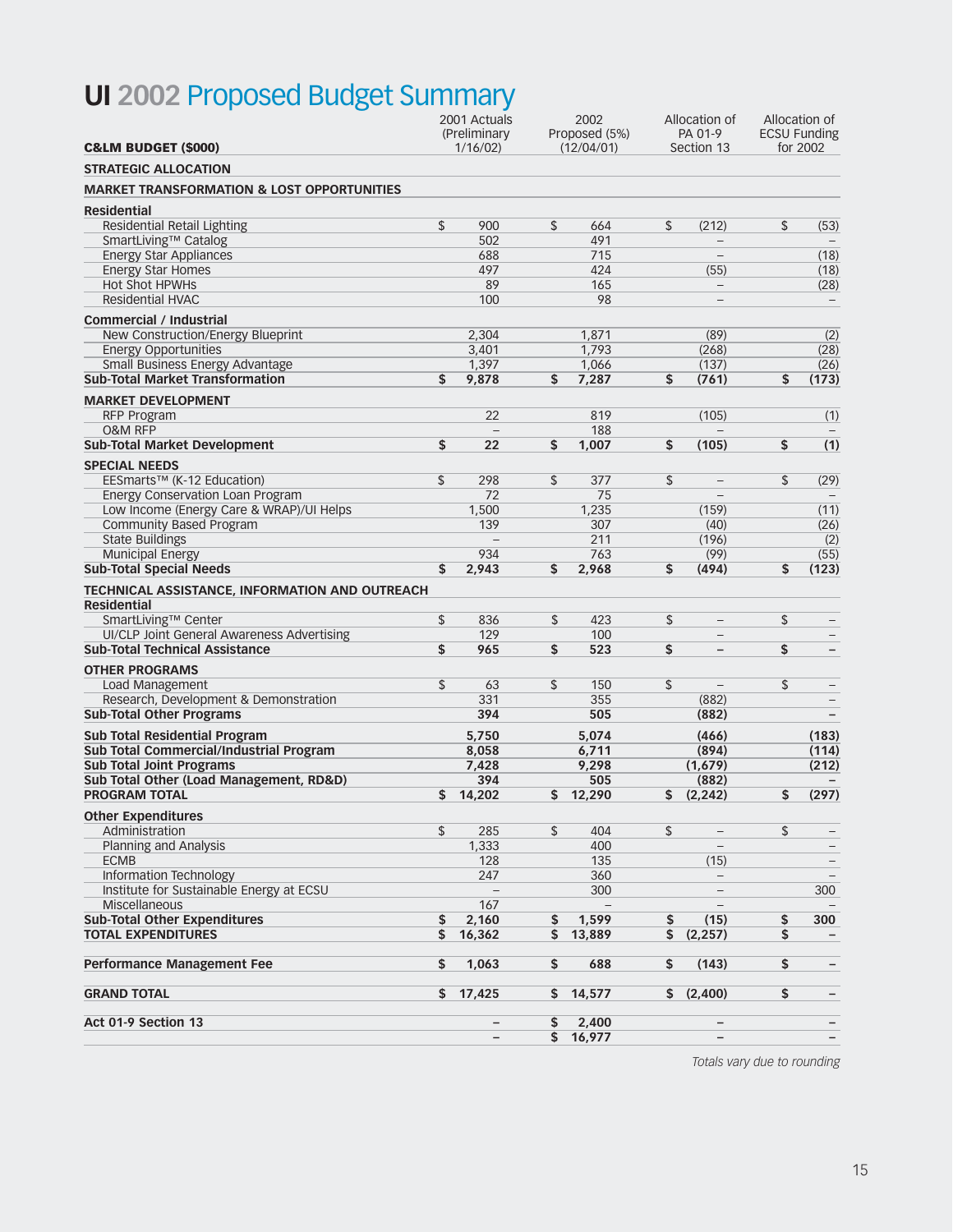# UI 2002 Proposed Budget Summary

| C&LM BUDGET ($000) | 2001 Actuals (Preliminary 1/16/02) | 2002 Proposed (5%) (12/04/01) | Allocation of PA 01-9 Section 13 | Allocation of ECSU Funding for 2002 |
|---|---|---|---|---|
| **STRATEGIC ALLOCATION** | | | | |
| **MARKET TRANSFORMATION & LOST OPPORTUNITIES** | | | | |
| **Residential** | | | | |
| Residential Retail Lighting | $ 900 | $ 664 | $ (212) | $ (53) |
| SmartLiving™ Catalog | 502 | 491 | – | – |
| Energy Star Appliances | 688 | 715 | – | (18) |
| Energy Star Homes | 497 | 424 | (55) | (18) |
| Hot Shot HPWHs | 89 | 165 | – | (28) |
| Residential HVAC | 100 | 98 | – | – |
| **Commercial / Industrial** | | | | |
| New Construction/Energy Blueprint | 2,304 | 1,871 | (89) | (2) |
| Energy Opportunities | 3,401 | 1,793 | (268) | (28) |
| Small Business Energy Advantage | 1,397 | 1,066 | (137) | (26) |
| **Sub-Total Market Transformation** | **$ 9,878** | **$ 7,287** | **$ (761)** | **$ (173)** |
| **MARKET DEVELOPMENT** | | | | |
| RFP Program | 22 | 819 | (105) | (1) |
| O&M RFP | – | 188 | – | – |
| **Sub-Total Market Development** | **$ 22** | **$ 1,007** | **$ (105)** | **$ (1)** |
| **SPECIAL NEEDS** | | | | |
| EESmarts™ (K-12 Education) | $ 298 | $ 377 | $ – | $ (29) |
| Energy Conservation Loan Program | 72 | 75 | – | – |
| Low Income (Energy Care & WRAP)/UI Helps | 1,500 | 1,235 | (159) | (11) |
| Community Based Program | 139 | 307 | (40) | (26) |
| State Buildings | – | 211 | (196) | (2) |
| Municipal Energy | 934 | 763 | (99) | (55) |
| **Sub-Total Special Needs** | **$ 2,943** | **$ 2,968** | **$ (494)** | **$ (123)** |
| **TECHNICAL ASSISTANCE, INFORMATION AND OUTREACH** | | | | |
| **Residential** | | | | |
| SmartLiving™ Center | $ 836 | $ 423 | $ – | $ – |
| UI/CLP Joint General Awareness Advertising | 129 | 100 | – | – |
| **Sub-Total Technical Assistance** | **$ 965** | **$ 523** | **$ –** | **$ –** |
| **OTHER PROGRAMS** | | | | |
| Load Management | $ 63 | $ 150 | $ – | $ – |
| Research, Development & Demonstration | 331 | 355 | (882) | – |
| **Sub-Total Other Programs** | **394** | **505** | **(882)** | **–** |
| **Sub Total Residential Program** | **5,750** | **5,074** | **(466)** | **(183)** |
| **Sub Total Commercial/Industrial Program** | **8,058** | **6,711** | **(894)** | **(114)** |
| **Sub Total Joint Programs** | **7,428** | **9,298** | **(1,679)** | **(212)** |
| **Sub Total Other (Load Management, RD&D)** | **394** | **505** | **(882)** | **–** |
| **PROGRAM TOTAL** | **$ 14,202** | **$ 12,290** | **$ (2,242)** | **$ (297)** |
| **Other Expenditures** | | | | |
| Administration | $ 285 | $ 404 | $ – | $ – |
| Planning and Analysis | 1,333 | 400 | – | – |
| ECMB | 128 | 135 | (15) | – |
| Information Technology | 247 | 360 | – | – |
| Institute for Sustainable Energy at ECSU | – | 300 | – | 300 |
| Miscellaneous | 167 | – | – | – |
| **Sub-Total Other Expenditures** | **$ 2,160** | **$ 1,599** | **$ (15)** | **$ 300** |
| **TOTAL EXPENDITURES** | **$ 16,362** | **$ 13,889** | **$ (2,257)** | **$ –** |
| **Performance Management Fee** | **$ 1,063** | **$ 688** | **$ (143)** | **$ –** |
| **GRAND TOTAL** | **$ 17,425** | **$ 14,577** | **$ (2,400)** | **$ –** |
| **Act 01-9 Section 13** | **–** | **$ 2,400** | **–** | **–** |
| | **–** | **$ 16,977** | **–** | **–** |

*Totals vary due to rounding*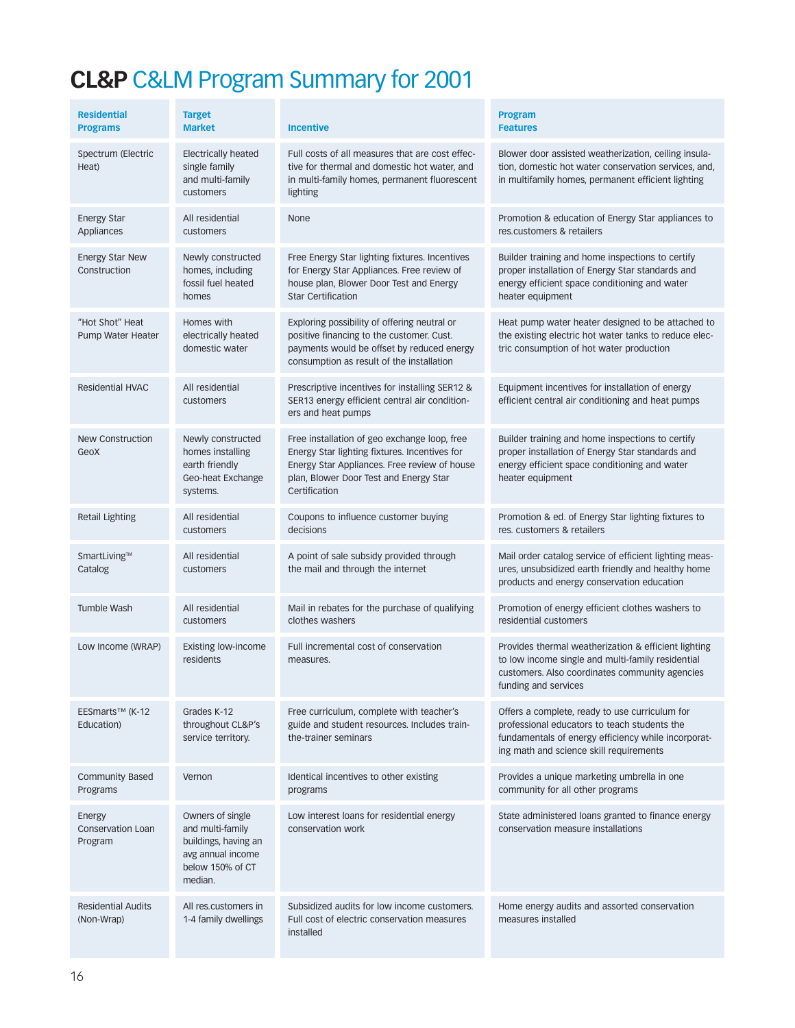# **CL&P** C&LM Program Summary for 2001

| Residential Programs | Target Market | Incentive | Program Features |
|---|---|---|---|
| Spectrum (Electric Heat) | Electrically heated single family and multi-family customers | Full costs of all measures that are cost effective for thermal and domestic hot water, and in multi-family homes, permanent fluorescent lighting | Blower door assisted weatherization, ceiling insulation, domestic hot water conservation services, and, in multifamily homes, permanent efficient lighting |
| Energy Star Appliances | All residential customers | None | Promotion & education of Energy Star appliances to res.customers & retailers |
| Energy Star New Construction | Newly constructed homes, including fossil fuel heated homes | Free Energy Star lighting fixtures. Incentives for Energy Star Appliances. Free review of house plan, Blower Door Test and Energy Star Certification | Builder training and home inspections to certify proper installation of Energy Star standards and energy efficient space conditioning and water heater equipment |
| "Hot Shot" Heat Pump Water Heater | Homes with electrically heated domestic water | Exploring possibility of offering neutral or positive financing to the customer. Cust. payments would be offset by reduced energy consumption as result of the installation | Heat pump water heater designed to be attached to the existing electric hot water tanks to reduce electric consumption of hot water production |
| Residential HVAC | All residential customers | Prescriptive incentives for installing SER12 & SER13 energy efficient central air conditioners and heat pumps | Equipment incentives for installation of energy efficient central air conditioning and heat pumps |
| New Construction GeoX | Newly constructed homes installing earth friendly Geo-heat Exchange systems. | Free installation of geo exchange loop, free Energy Star lighting fixtures. Incentives for Energy Star Appliances. Free review of house plan, Blower Door Test and Energy Star Certification | Builder training and home inspections to certify proper installation of Energy Star standards and energy efficient space conditioning and water heater equipment |
| Retail Lighting | All residential customers | Coupons to influence customer buying decisions | Promotion & ed. of Energy Star lighting fixtures to res. customers & retailers |
| SmartLiving™ Catalog | All residential customers | A point of sale subsidy provided through the mail and through the internet | Mail order catalog service of efficient lighting measures, unsubsidized earth friendly and healthy home products and energy conservation education |
| Tumble Wash | All residential customers | Mail in rebates for the purchase of qualifying clothes washers | Promotion of energy efficient clothes washers to residential customers |
| Low Income (WRAP) | Existing low-income residents | Full incremental cost of conservation measures. | Provides thermal weatherization & efficient lighting to low income single and multi-family residential customers. Also coordinates community agencies funding and services |
| EESmarts™ (K-12 Education) | Grades K-12 throughout CL&P's service territory. | Free curriculum, complete with teacher's guide and student resources. Includes train-the-trainer seminars | Offers a complete, ready to use curriculum for professional educators to teach students the fundamentals of energy efficiency while incorporating math and science skill requirements |
| Community Based Programs | Vernon | Identical incentives to other existing programs | Provides a unique marketing umbrella in one community for all other programs |
| Energy Conservation Loan Program | Owners of single and multi-family buildings, having an avg annual income below 150% of CT median. | Low interest loans for residential energy conservation work | State administered loans granted to finance energy conservation measure installations |
| Residential Audits (Non-Wrap) | All res.customers in 1-4 family dwellings | Subsidized audits for low income customers. Full cost of electric conservation measures installed | Home energy audits and assorted conservation measures installed |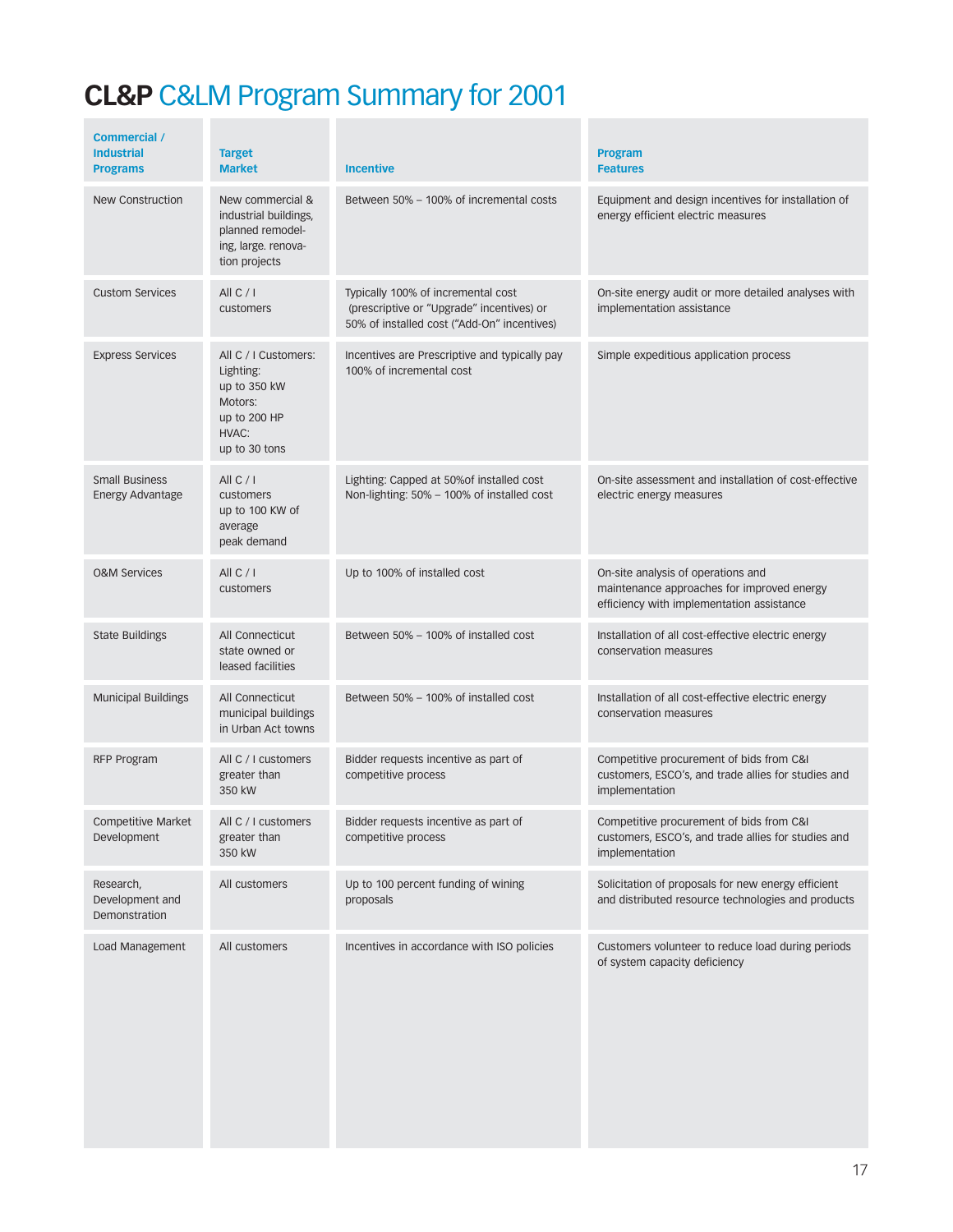# **CL&P** C&LM Program Summary for 2001

| Commercial / Industrial Programs | Target Market | Incentive | Program Features |
|---|---|---|---|
| New Construction | New commercial & industrial buildings, planned remodeling, large. renovation projects | Between 50% – 100% of incremental costs | Equipment and design incentives for installation of energy efficient electric measures |
| Custom Services | All C / I customers | Typically 100% of incremental cost (prescriptive or "Upgrade" incentives) or 50% of installed cost ("Add-On" incentives) | On-site energy audit or more detailed analyses with implementation assistance |
| Express Services | All C / I Customers: Lighting: up to 350 kW Motors: up to 200 HP HVAC: up to 30 tons | Incentives are Prescriptive and typically pay 100% of incremental cost | Simple expeditious application process |
| Small Business Energy Advantage | All C / I customers up to 100 KW of average peak demand | Lighting: Capped at 50%of installed cost Non-lighting: 50% – 100% of installed cost | On-site assessment and installation of cost-effective electric energy measures |
| O&M Services | All C / I customers | Up to 100% of installed cost | On-site analysis of operations and maintenance approaches for improved energy efficiency with implementation assistance |
| State Buildings | All Connecticut state owned or leased facilities | Between 50% – 100% of installed cost | Installation of all cost-effective electric energy conservation measures |
| Municipal Buildings | All Connecticut municipal buildings in Urban Act towns | Between 50% – 100% of installed cost | Installation of all cost-effective electric energy conservation measures |
| RFP Program | All C / I customers greater than 350 kW | Bidder requests incentive as part of competitive process | Competitive procurement of bids from C&I customers, ESCO's, and trade allies for studies and implementation |
| Competitive Market Development | All C / I customers greater than 350 kW | Bidder requests incentive as part of competitive process | Competitive procurement of bids from C&I customers, ESCO's, and trade allies for studies and implementation |
| Research, Development and Demonstration | All customers | Up to 100 percent funding of wining proposals | Solicitation of proposals for new energy efficient and distributed resource technologies and products |
| Load Management | All customers | Incentives in accordance with ISO policies | Customers volunteer to reduce load during periods of system capacity deficiency |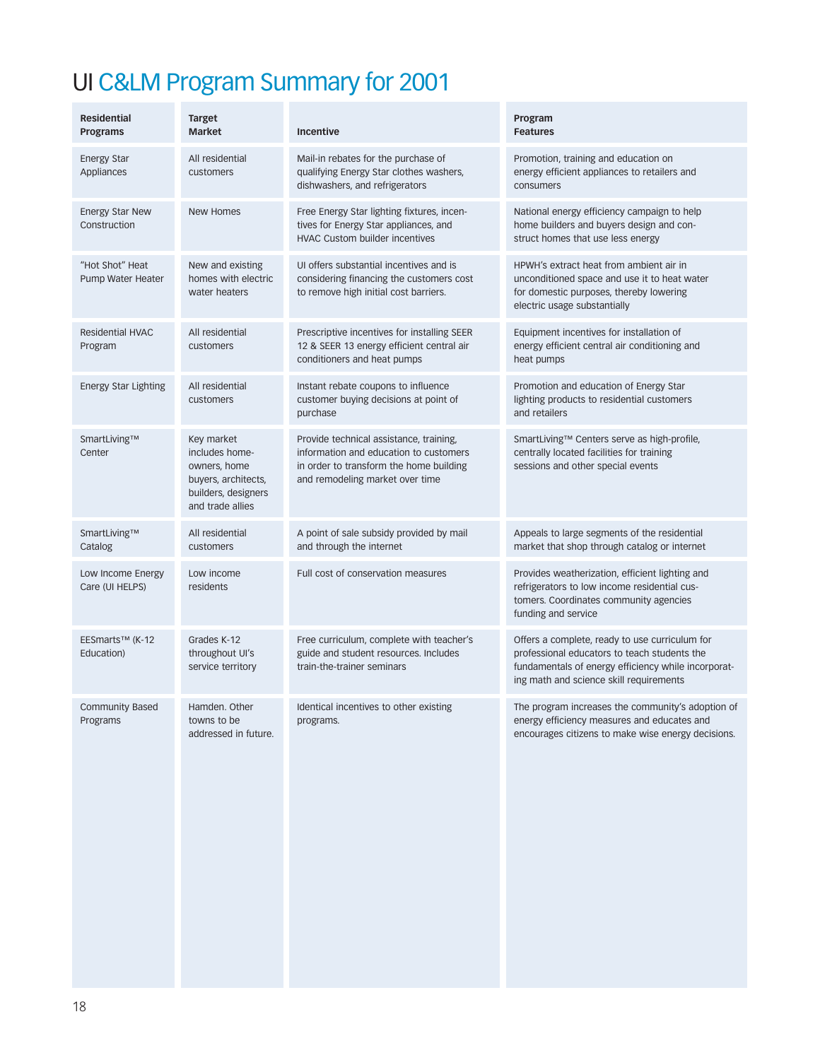# UI C&LM Program Summary for 2001

| Residential Programs | Target Market | Incentive | Program Features |
|---|---|---|---|
| Energy Star Appliances | All residential customers | Mail-in rebates for the purchase of qualifying Energy Star clothes washers, dishwashers, and refrigerators | Promotion, training and education on energy efficient appliances to retailers and consumers |
| Energy Star New Construction | New Homes | Free Energy Star lighting fixtures, incentives for Energy Star appliances, and HVAC Custom builder incentives | National energy efficiency campaign to help home builders and buyers design and construct homes that use less energy |
| "Hot Shot" Heat Pump Water Heater | New and existing homes with electric water heaters | UI offers substantial incentives and is considering financing the customers cost to remove high initial cost barriers. | HPWH's extract heat from ambient air in unconditioned space and use it to heat water for domestic purposes, thereby lowering electric usage substantially |
| Residential HVAC Program | All residential customers | Prescriptive incentives for installing SEER 12 & SEER 13 energy efficient central air conditioners and heat pumps | Equipment incentives for installation of energy efficient central air conditioning and heat pumps |
| Energy Star Lighting | All residential customers | Instant rebate coupons to influence customer buying decisions at point of purchase | Promotion and education of Energy Star lighting products to residential customers and retailers |
| SmartLiving™ Center | Key market includes homeowners, home buyers, architects, builders, designers and trade allies | Provide technical assistance, training, information and education to customers in order to transform the home building and remodeling market over time | SmartLiving™ Centers serve as high-profile, centrally located facilities for training sessions and other special events |
| SmartLiving™ Catalog | All residential customers | A point of sale subsidy provided by mail and through the internet | Appeals to large segments of the residential market that shop through catalog or internet |
| Low Income Energy Care (UI HELPS) | Low income residents | Full cost of conservation measures | Provides weatherization, efficient lighting and refrigerators to low income residential customers. Coordinates community agencies funding and service |
| EESmarts™ (K-12 Education) | Grades K-12 throughout UI's service territory | Free curriculum, complete with teacher's guide and student resources. Includes train-the-trainer seminars | Offers a complete, ready to use curriculum for professional educators to teach students the fundamentals of energy efficiency while incorporating math and science skill requirements |
| Community Based Programs | Hamden. Other towns to be addressed in future. | Identical incentives to other existing programs. | The program increases the community's adoption of energy efficiency measures and educates and encourages citizens to make wise energy decisions. |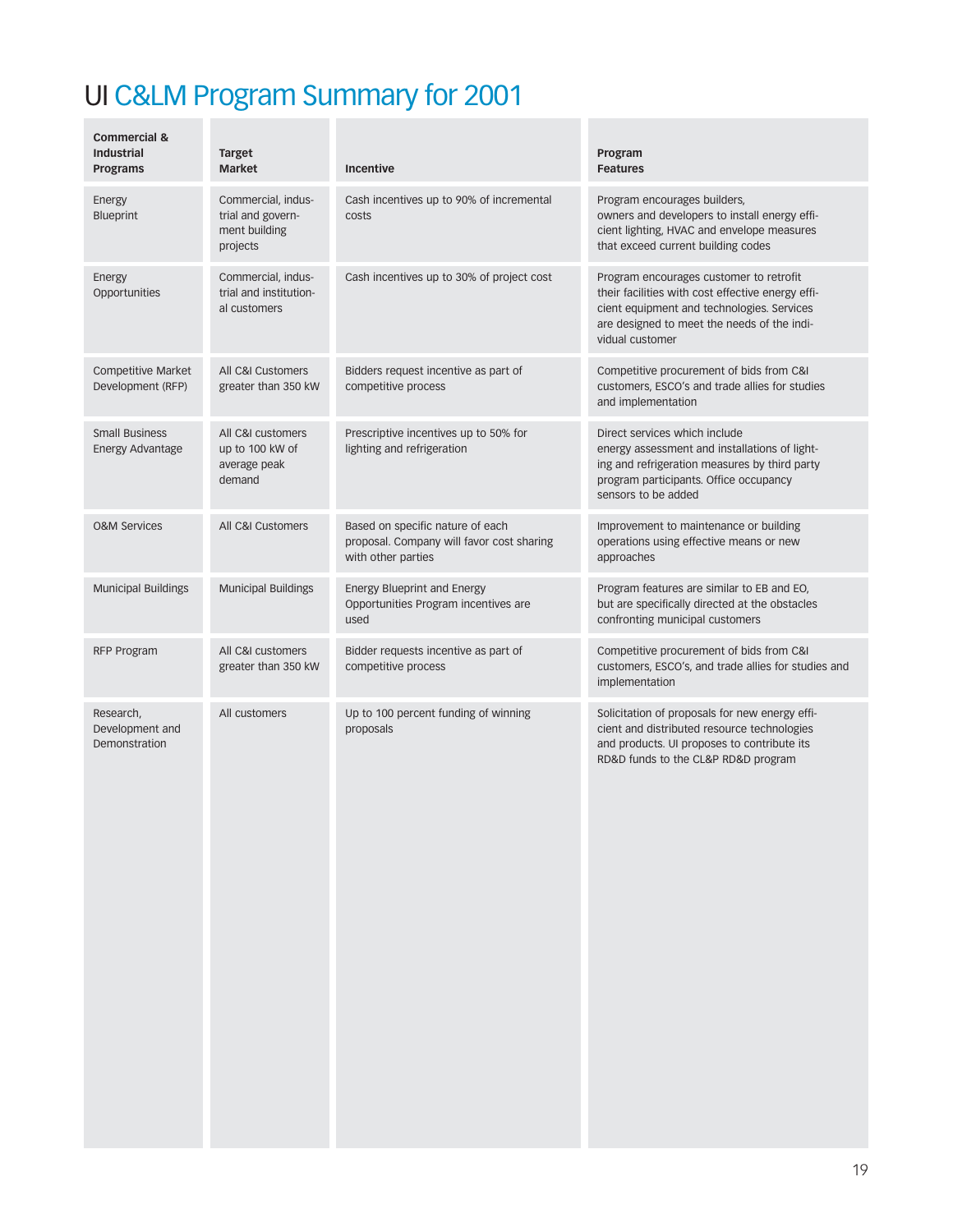# UI C&LM Program Summary for 2001

| Commercial & Industrial Programs | Target Market | Incentive | Program Features |
|---|---|---|---|
| Energy Blueprint | Commercial, industrial and government building projects | Cash incentives up to 90% of incremental costs | Program encourages builders, owners and developers to install energy efficient lighting, HVAC and envelope measures that exceed current building codes |
| Energy Opportunities | Commercial, industrial and institutional customers | Cash incentives up to 30% of project cost | Program encourages customer to retrofit their facilities with cost effective energy efficient equipment and technologies. Services are designed to meet the needs of the individual customer |
| Competitive Market Development (RFP) | All C&I Customers greater than 350 kW | Bidders request incentive as part of competitive process | Competitive procurement of bids from C&I customers, ESCO's and trade allies for studies and implementation |
| Small Business Energy Advantage | All C&I customers up to 100 kW of average peak demand | Prescriptive incentives up to 50% for lighting and refrigeration | Direct services which include energy assessment and installations of lighting and refrigeration measures by third party program participants. Office occupancy sensors to be added |
| O&M Services | All C&I Customers | Based on specific nature of each proposal. Company will favor cost sharing with other parties | Improvement to maintenance or building operations using effective means or new approaches |
| Municipal Buildings | Municipal Buildings | Energy Blueprint and Energy Opportunities Program incentives are used | Program features are similar to EB and EO, but are specifically directed at the obstacles confronting municipal customers |
| RFP Program | All C&I customers greater than 350 kW | Bidder requests incentive as part of competitive process | Competitive procurement of bids from C&I customers, ESCO's, and trade allies for studies and implementation |
| Research, Development and Demonstration | All customers | Up to 100 percent funding of winning proposals | Solicitation of proposals for new energy efficient and distributed resource technologies and products. UI proposes to contribute its RD&D funds to the CL&P RD&D program |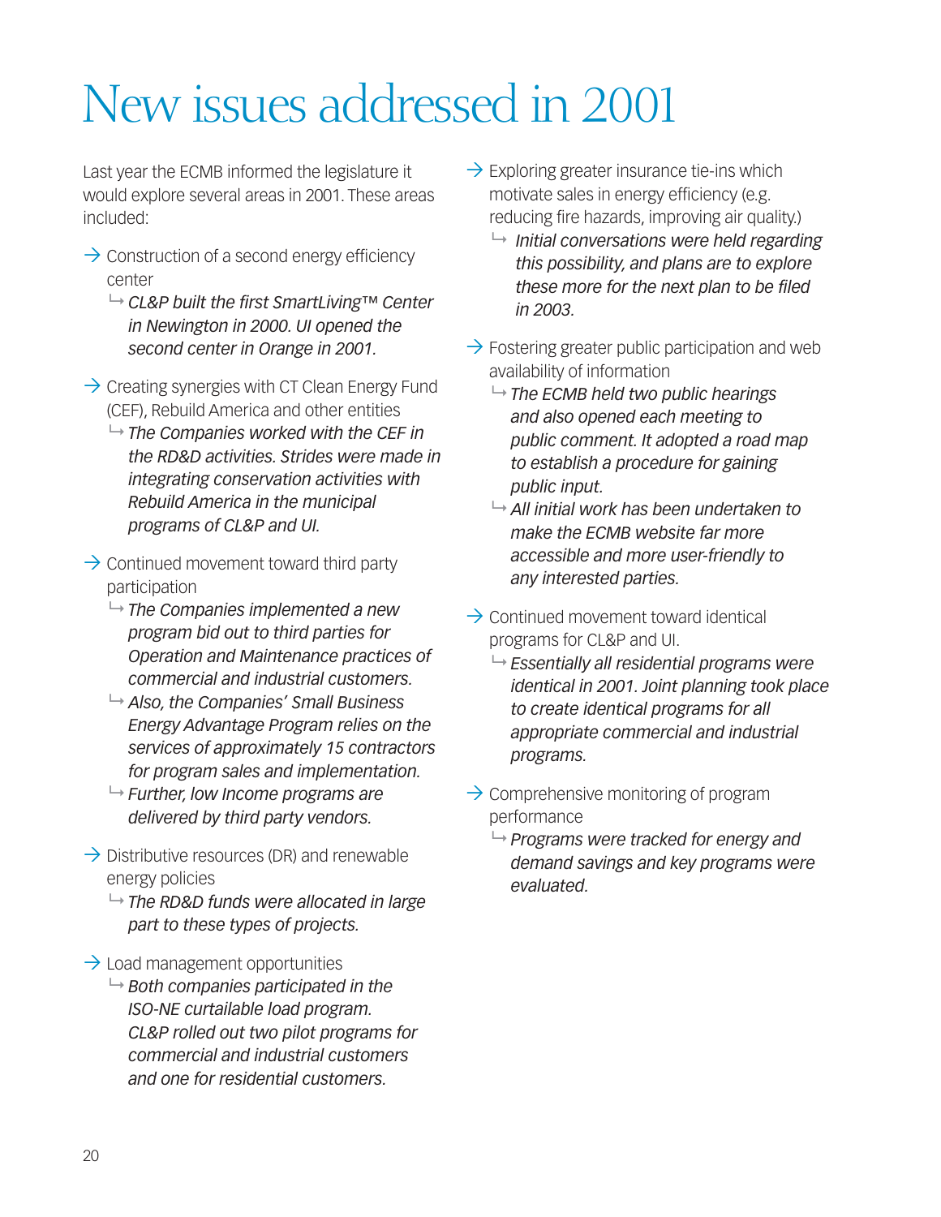# New issues addressed in 2001

Last year the ECMB informed the legislature it would explore several areas in 2001. These areas included:

- → Construction of a second energy efficiency center
  - ↳ *CL&P built the first SmartLiving™ Center in Newington in 2000. UI opened the second center in Orange in 2001.*
- → Creating synergies with CT Clean Energy Fund (CEF), Rebuild America and other entities
  - ↳ *The Companies worked with the CEF in the RD&D activities. Strides were made in integrating conservation activities with Rebuild America in the municipal programs of CL&P and UI.*
- → Continued movement toward third party participation
  - ↳ *The Companies implemented a new program bid out to third parties for Operation and Maintenance practices of commercial and industrial customers.*
  - ↳ *Also, the Companies' Small Business Energy Advantage Program relies on the services of approximately 15 contractors for program sales and implementation.*
  - ↳ *Further, low Income programs are delivered by third party vendors.*
- → Distributive resources (DR) and renewable energy policies
  - ↳ *The RD&D funds were allocated in large part to these types of projects.*
- → Load management opportunities
  - ↳ *Both companies participated in the ISO-NE curtailable load program. CL&P rolled out two pilot programs for commercial and industrial customers and one for residential customers.*
- → Exploring greater insurance tie-ins which motivate sales in energy efficiency (e.g. reducing fire hazards, improving air quality.)
  - ↳ *Initial conversations were held regarding this possibility, and plans are to explore these more for the next plan to be filed in 2003.*
- → Fostering greater public participation and web availability of information
  - ↳ *The ECMB held two public hearings and also opened each meeting to public comment. It adopted a road map to establish a procedure for gaining public input.*
  - ↳ *All initial work has been undertaken to make the ECMB website far more accessible and more user-friendly to any interested parties.*
- → Continued movement toward identical programs for CL&P and UI.
  - ↳ *Essentially all residential programs were identical in 2001. Joint planning took place to create identical programs for all appropriate commercial and industrial programs.*
- → Comprehensive monitoring of program performance
  - ↳ *Programs were tracked for energy and demand savings and key programs were evaluated.*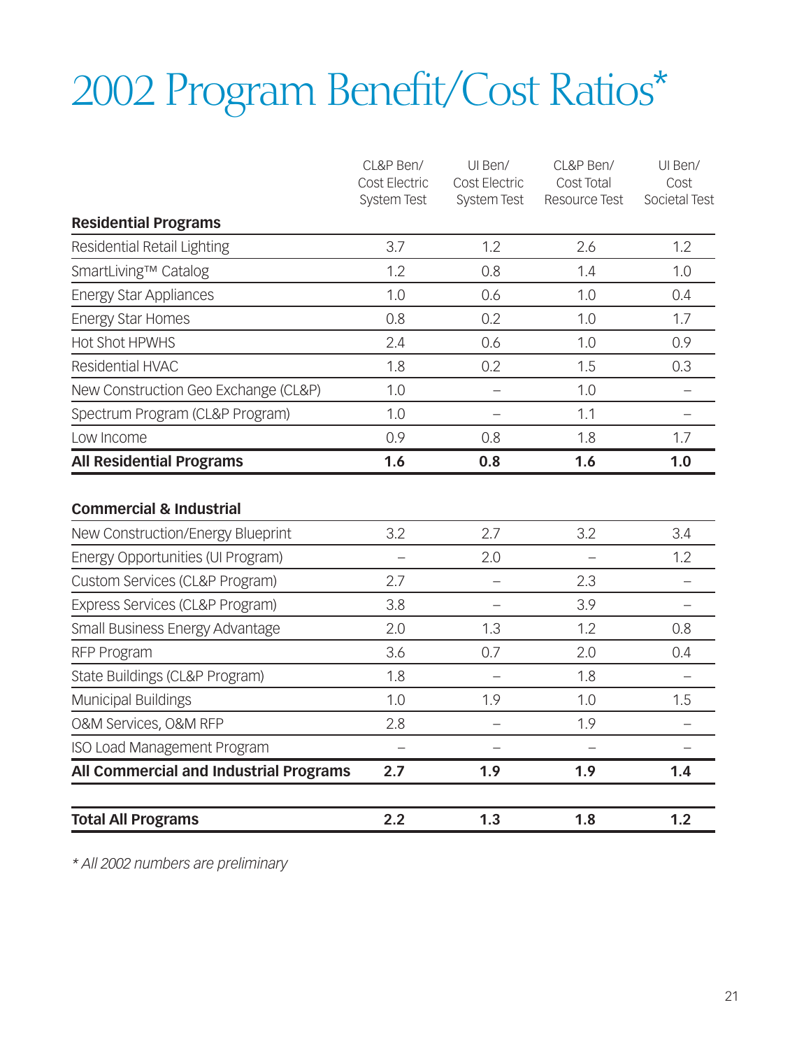# 2002 Program Benefit/Cost Ratios*

| | CL&P Ben/ Cost Electric System Test | UI Ben/ Cost Electric System Test | CL&P Ben/ Cost Total Resource Test | UI Ben/ Cost Societal Test |
|---|---|---|---|---|
| **Residential Programs** | | | | |
| Residential Retail Lighting | 3.7 | 1.2 | 2.6 | 1.2 |
| SmartLiving™ Catalog | 1.2 | 0.8 | 1.4 | 1.0 |
| Energy Star Appliances | 1.0 | 0.6 | 1.0 | 0.4 |
| Energy Star Homes | 0.8 | 0.2 | 1.0 | 1.7 |
| Hot Shot HPWHS | 2.4 | 0.6 | 1.0 | 0.9 |
| Residential HVAC | 1.8 | 0.2 | 1.5 | 0.3 |
| New Construction Geo Exchange (CL&P) | 1.0 | – | 1.0 | – |
| Spectrum Program (CL&P Program) | 1.0 | – | 1.1 | – |
| Low Income | 0.9 | 0.8 | 1.8 | 1.7 |
| **All Residential Programs** | **1.6** | **0.8** | **1.6** | **1.0** |
| **Commercial & Industrial** | | | | |
| New Construction/Energy Blueprint | 3.2 | 2.7 | 3.2 | 3.4 |
| Energy Opportunities (UI Program) | – | 2.0 | – | 1.2 |
| Custom Services (CL&P Program) | 2.7 | – | 2.3 | – |
| Express Services (CL&P Program) | 3.8 | – | 3.9 | – |
| Small Business Energy Advantage | 2.0 | 1.3 | 1.2 | 0.8 |
| RFP Program | 3.6 | 0.7 | 2.0 | 0.4 |
| State Buildings (CL&P Program) | 1.8 | – | 1.8 | – |
| Municipal Buildings | 1.0 | 1.9 | 1.0 | 1.5 |
| O&M Services, O&M RFP | 2.8 | – | 1.9 | – |
| ISO Load Management Program | – | – | – | – |
| **All Commercial and Industrial Programs** | **2.7** | **1.9** | **1.9** | **1.4** |
| **Total All Programs** | **2.2** | **1.3** | **1.8** | **1.2** |

*\* All 2002 numbers are preliminary*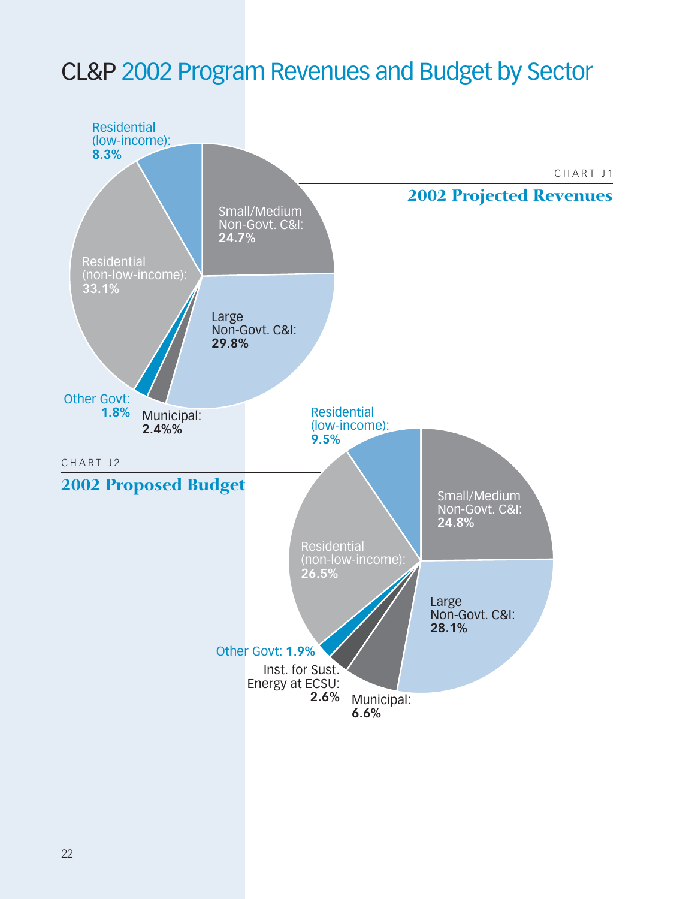# CL&P 2002 Program Revenues and Budget by Sector

CHART J1

## 2002 Projected Revenues

- Small/Medium Non-Govt. C&I: **24.7%**
- Large Non-Govt. C&I: **29.8%**
- Municipal: **2.4%%**
- Other Govt: **1.8%**
- Residential (non-low-income): **33.1%**
- Residential (low-income): **8.3%**

CHART J2

## 2002 Proposed Budget

- Small/Medium Non-Govt. C&I: **24.8%**
- Large Non-Govt. C&I: **28.1%**
- Municipal: **6.6%**
- Inst. for Sust. Energy at ECSU: **2.6%**
- Other Govt: **1.9%**
- Residential (non-low-income): **26.5%**
- Residential (low-income): **9.5%**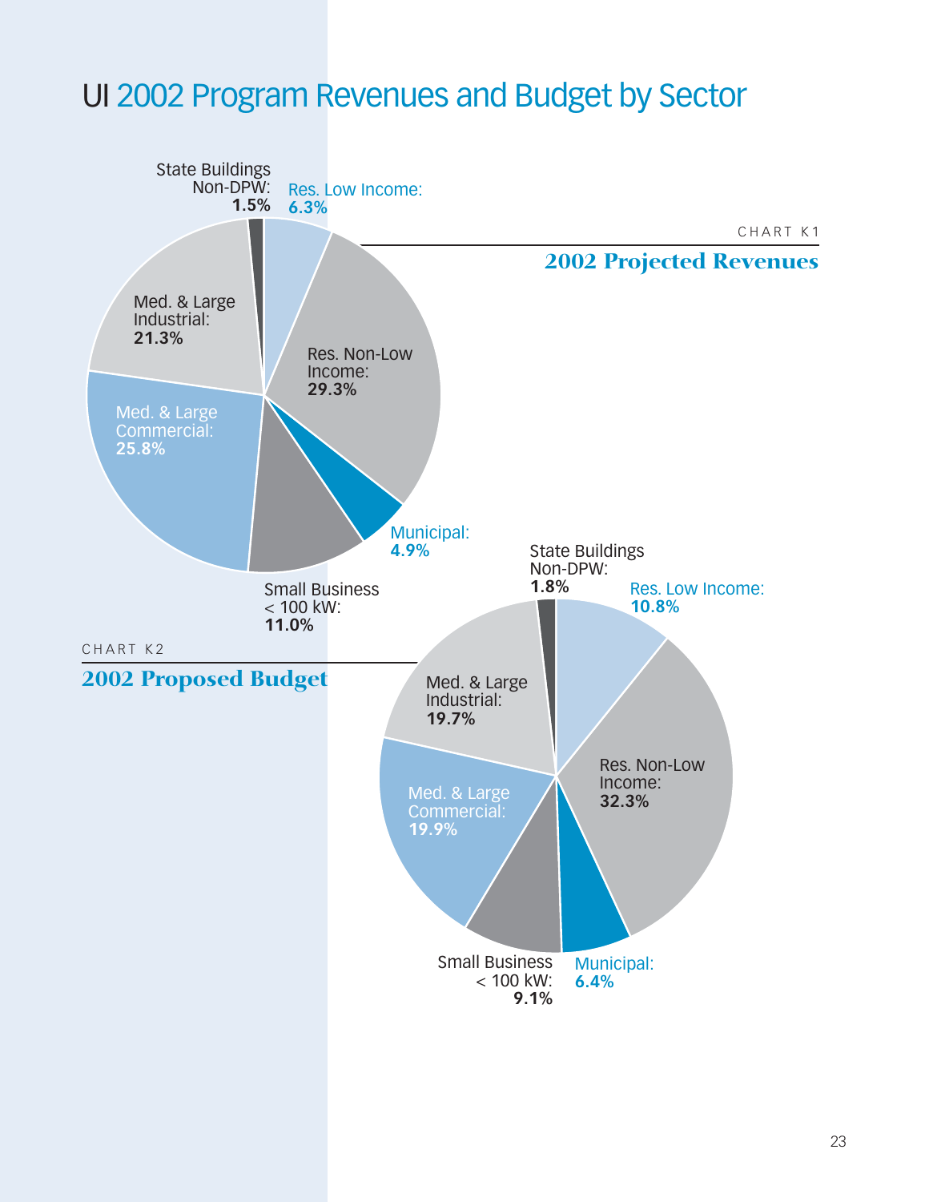# UI 2002 Program Revenues and Budget by Sector

CHART K1

## 2002 Projected Revenues

| Sector | Percentage |
|---|---|
| Res. Low Income | 6.3% |
| Res. Non-Low Income | 29.3% |
| Municipal | 4.9% |
| Small Business < 100 kW | 11.0% |
| Med. & Large Commercial | 25.8% |
| Med. & Large Industrial | 21.3% |
| State Buildings Non-DPW | 1.5% |

CHART K2

## 2002 Proposed Budget

| Sector | Percentage |
|---|---|
| Res. Low Income | 10.8% |
| Res. Non-Low Income | 32.3% |
| Municipal | 6.4% |
| Small Business < 100 kW | 9.1% |
| Med. & Large Commercial | 19.9% |
| Med. & Large Industrial | 19.7% |
| State Buildings Non-DPW | 1.8% |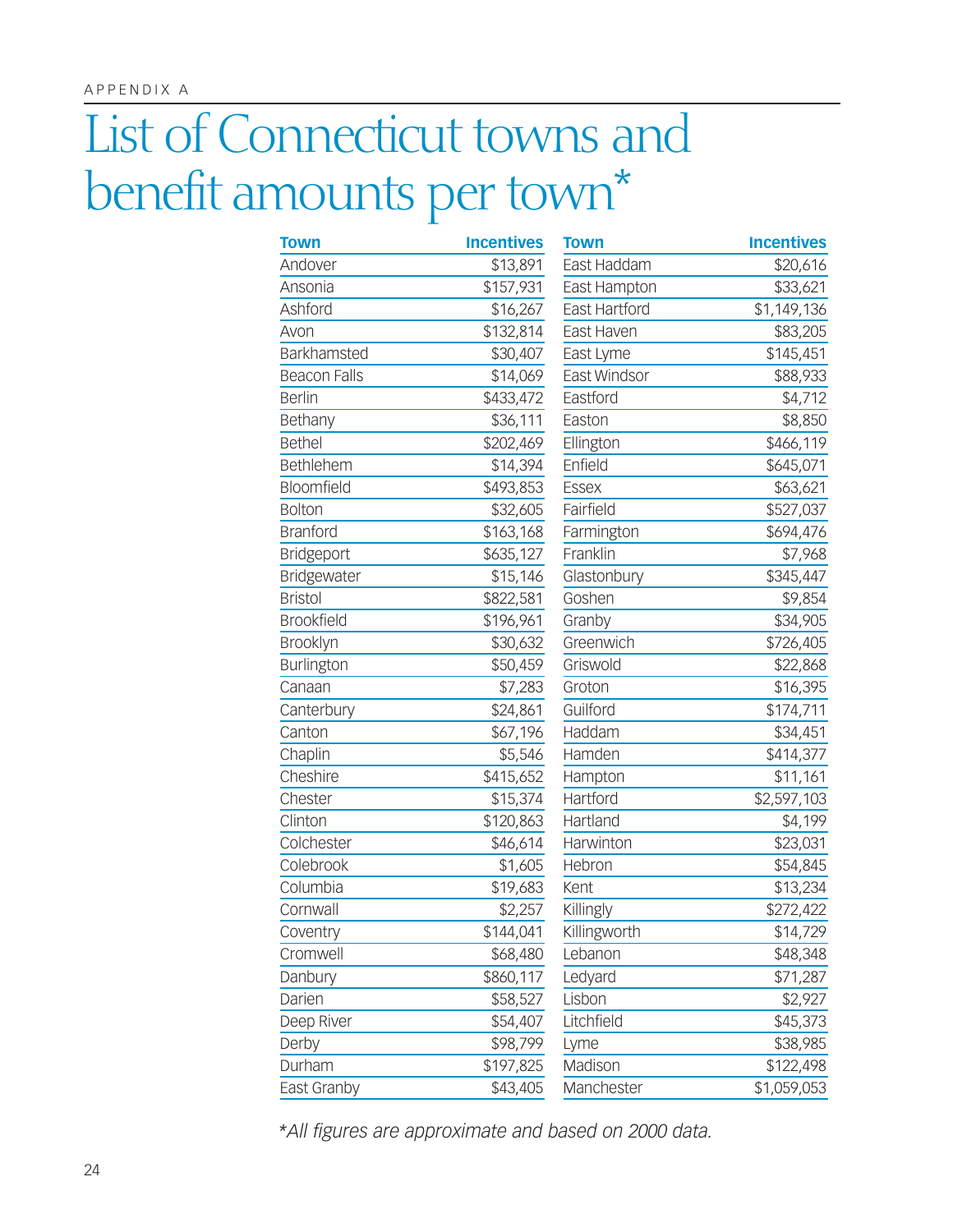APPENDIX A

# List of Connecticut towns and benefit amounts per town*

| Town | Incentives |
|---|---|
| Andover | $13,891 |
| Ansonia | $157,931 |
| Ashford | $16,267 |
| Avon | $132,814 |
| Barkhamsted | $30,407 |
| Beacon Falls | $14,069 |
| Berlin | $433,472 |
| Bethany | $36,111 |
| Bethel | $202,469 |
| Bethlehem | $14,394 |
| Bloomfield | $493,853 |
| Bolton | $32,605 |
| Branford | $163,168 |
| Bridgeport | $635,127 |
| Bridgewater | $15,146 |
| Bristol | $822,581 |
| Brookfield | $196,961 |
| Brooklyn | $30,632 |
| Burlington | $50,459 |
| Canaan | $7,283 |
| Canterbury | $24,861 |
| Canton | $67,196 |
| Chaplin | $5,546 |
| Cheshire | $415,652 |
| Chester | $15,374 |
| Clinton | $120,863 |
| Colchester | $46,614 |
| Colebrook | $1,605 |
| Columbia | $19,683 |
| Cornwall | $2,257 |
| Coventry | $144,041 |
| Cromwell | $68,480 |
| Danbury | $860,117 |
| Darien | $58,527 |
| Deep River | $54,407 |
| Derby | $98,799 |
| Durham | $197,825 |
| East Granby | $43,405 |
| East Haddam | $20,616 |
| East Hampton | $33,621 |
| East Hartford | $1,149,136 |
| East Haven | $83,205 |
| East Lyme | $145,451 |
| East Windsor | $88,933 |
| Eastford | $4,712 |
| Easton | $8,850 |
| Ellington | $466,119 |
| Enfield | $645,071 |
| Essex | $63,621 |
| Fairfield | $527,037 |
| Farmington | $694,476 |
| Franklin | $7,968 |
| Glastonbury | $345,447 |
| Goshen | $9,854 |
| Granby | $34,905 |
| Greenwich | $726,405 |
| Griswold | $22,868 |
| Groton | $16,395 |
| Guilford | $174,711 |
| Haddam | $34,451 |
| Hamden | $414,377 |
| Hampton | $11,161 |
| Hartford | $2,597,103 |
| Hartland | $4,199 |
| Harwinton | $23,031 |
| Hebron | $54,845 |
| Kent | $13,234 |
| Killingly | $272,422 |
| Killingworth | $14,729 |
| Lebanon | $48,348 |
| Ledyard | $71,287 |
| Lisbon | $2,927 |
| Litchfield | $45,373 |
| Lyme | $38,985 |
| Madison | $122,498 |
| Manchester | $1,059,053 |

*All figures are approximate and based on 2000 data.*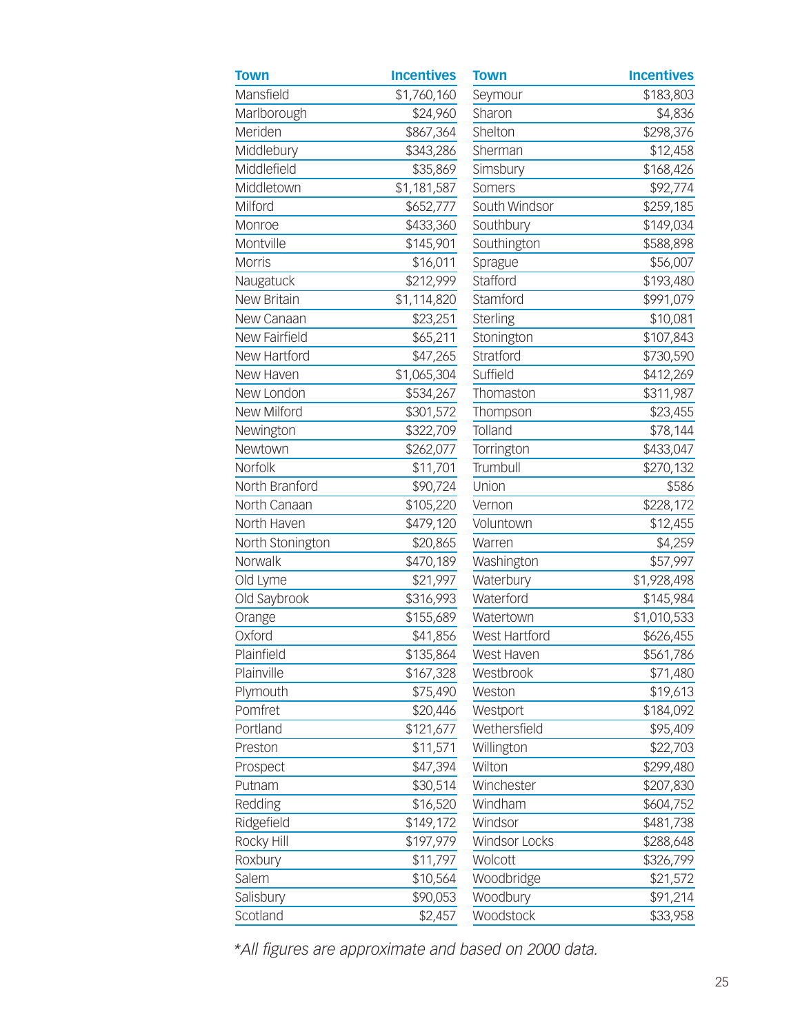| Town | Incentives |
|---|---|
| Mansfield | $1,760,160 |
| Marlborough | $24,960 |
| Meriden | $867,364 |
| Middlebury | $343,286 |
| Middlefield | $35,869 |
| Middletown | $1,181,587 |
| Milford | $652,777 |
| Monroe | $433,360 |
| Montville | $145,901 |
| Morris | $16,011 |
| Naugatuck | $212,999 |
| New Britain | $1,114,820 |
| New Canaan | $23,251 |
| New Fairfield | $65,211 |
| New Hartford | $47,265 |
| New Haven | $1,065,304 |
| New London | $534,267 |
| New Milford | $301,572 |
| Newington | $322,709 |
| Newtown | $262,077 |
| Norfolk | $11,701 |
| North Branford | $90,724 |
| North Canaan | $105,220 |
| North Haven | $479,120 |
| North Stonington | $20,865 |
| Norwalk | $470,189 |
| Old Lyme | $21,997 |
| Old Saybrook | $316,993 |
| Orange | $155,689 |
| Oxford | $41,856 |
| Plainfield | $135,864 |
| Plainville | $167,328 |
| Plymouth | $75,490 |
| Pomfret | $20,446 |
| Portland | $121,677 |
| Preston | $11,571 |
| Prospect | $47,394 |
| Putnam | $30,514 |
| Redding | $16,520 |
| Ridgefield | $149,172 |
| Rocky Hill | $197,979 |
| Roxbury | $11,797 |
| Salem | $10,564 |
| Salisbury | $90,053 |
| Scotland | $2,457 |
| Seymour | $183,803 |
| Sharon | $4,836 |
| Shelton | $298,376 |
| Sherman | $12,458 |
| Simsbury | $168,426 |
| Somers | $92,774 |
| South Windsor | $259,185 |
| Southbury | $149,034 |
| Southington | $588,898 |
| Sprague | $56,007 |
| Stafford | $193,480 |
| Stamford | $991,079 |
| Sterling | $10,081 |
| Stonington | $107,843 |
| Stratford | $730,590 |
| Suffield | $412,269 |
| Thomaston | $311,987 |
| Thompson | $23,455 |
| Tolland | $78,144 |
| Torrington | $433,047 |
| Trumbull | $270,132 |
| Union | $586 |
| Vernon | $228,172 |
| Voluntown | $12,455 |
| Warren | $4,259 |
| Washington | $57,997 |
| Waterbury | $1,928,498 |
| Waterford | $145,984 |
| Watertown | $1,010,533 |
| West Hartford | $626,455 |
| West Haven | $561,786 |
| Westbrook | $71,480 |
| Weston | $19,613 |
| Westport | $184,092 |
| Wethersfield | $95,409 |
| Willington | $22,703 |
| Wilton | $299,480 |
| Winchester | $207,830 |
| Windham | $604,752 |
| Windsor | $481,738 |
| Windsor Locks | $288,648 |
| Wolcott | $326,799 |
| Woodbridge | $21,572 |
| Woodbury | $91,214 |
| Woodstock | $33,958 |

*\*All figures are approximate and based on 2000 data.*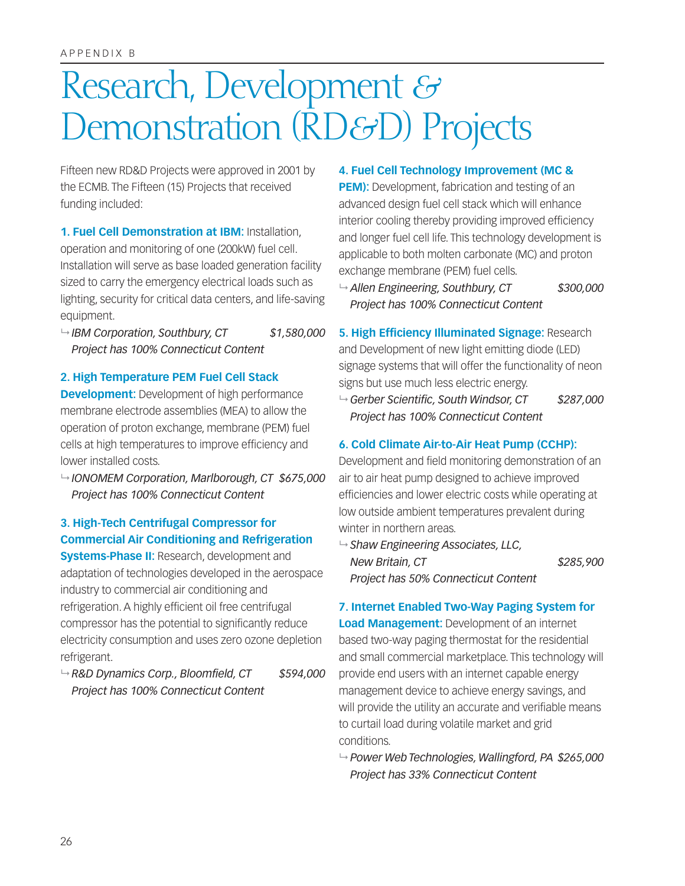APPENDIX B

# Research, Development & Demonstration (RD&D) Projects

Fifteen new RD&D Projects were approved in 2001 by the ECMB. The Fifteen (15) Projects that received funding included:

**1. Fuel Cell Demonstration at IBM:** Installation, operation and monitoring of one (200kW) fuel cell. Installation will serve as base loaded generation facility sized to carry the emergency electrical loads such as lighting, security for critical data centers, and life-saving equipment.

↳ *IBM Corporation, Southbury, CT* *$1,580,000*
*Project has 100% Connecticut Content*

**2. High Temperature PEM Fuel Cell Stack Development:** Development of high performance membrane electrode assemblies (MEA) to allow the operation of proton exchange, membrane (PEM) fuel cells at high temperatures to improve efficiency and lower installed costs.

↳ *IONOMEM Corporation, Marlborough, CT* *$675,000*
*Project has 100% Connecticut Content*

**3. High-Tech Centrifugal Compressor for Commercial Air Conditioning and Refrigeration Systems-Phase II:** Research, development and adaptation of technologies developed in the aerospace industry to commercial air conditioning and refrigeration. A highly efficient oil free centrifugal compressor has the potential to significantly reduce electricity consumption and uses zero ozone depletion refrigerant.

↳ *R&D Dynamics Corp., Bloomfield, CT* *$594,000*
*Project has 100% Connecticut Content*

**4. Fuel Cell Technology Improvement (MC & PEM):** Development, fabrication and testing of an advanced design fuel cell stack which will enhance interior cooling thereby providing improved efficiency and longer fuel cell life. This technology development is applicable to both molten carbonate (MC) and proton exchange membrane (PEM) fuel cells.

↳ *Allen Engineering, Southbury, CT* *$300,000*
*Project has 100% Connecticut Content*

**5. High Efficiency Illuminated Signage:** Research and Development of new light emitting diode (LED) signage systems that will offer the functionality of neon signs but use much less electric energy.

↳ *Gerber Scientific, South Windsor, CT* *$287,000*
*Project has 100% Connecticut Content*

**6. Cold Climate Air-to-Air Heat Pump (CCHP):** Development and field monitoring demonstration of an air to air heat pump designed to achieve improved efficiencies and lower electric costs while operating at low outside ambient temperatures prevalent during winter in northern areas.

↳ *Shaw Engineering Associates, LLC, New Britain, CT* *$285,900*
*Project has 50% Connecticut Content*

**7. Internet Enabled Two-Way Paging System for Load Management:** Development of an internet based two-way paging thermostat for the residential and small commercial marketplace. This technology will provide end users with an internet capable energy management device to achieve energy savings, and will provide the utility an accurate and verifiable means to curtail load during volatile market and grid conditions.

↳ *Power Web Technologies, Wallingford, PA* *$265,000*
*Project has 33% Connecticut Content*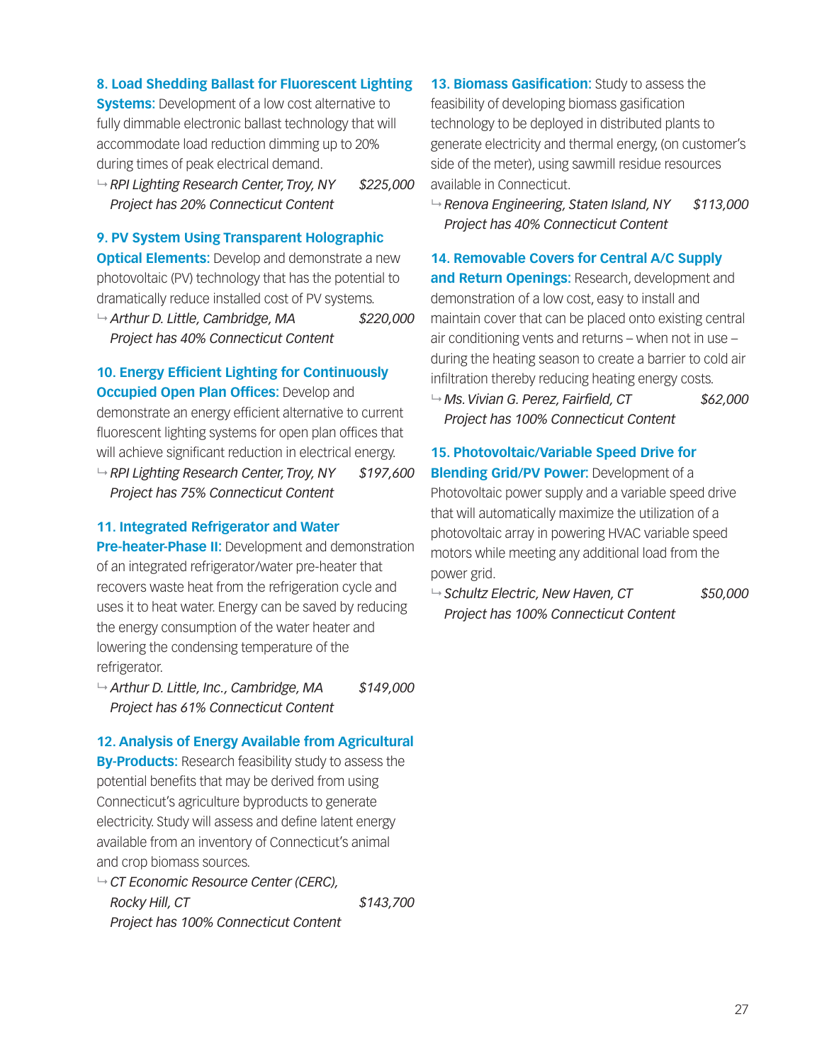**8. Load Shedding Ballast for Fluorescent Lighting Systems:** Development of a low cost alternative to fully dimmable electronic ballast technology that will accommodate load reduction dimming up to 20% during times of peak electrical demand.

↳ *RPI Lighting Research Center, Troy, NY* *$225,000*
*Project has 20% Connecticut Content*

**9. PV System Using Transparent Holographic Optical Elements:** Develop and demonstrate a new photovoltaic (PV) technology that has the potential to dramatically reduce installed cost of PV systems.

↳ *Arthur D. Little, Cambridge, MA* *$220,000*
*Project has 40% Connecticut Content*

**10. Energy Efficient Lighting for Continuously Occupied Open Plan Offices:** Develop and demonstrate an energy efficient alternative to current fluorescent lighting systems for open plan offices that will achieve significant reduction in electrical energy.

↳ *RPI Lighting Research Center, Troy, NY* *$197,600*
*Project has 75% Connecticut Content*

**11. Integrated Refrigerator and Water Pre-heater-Phase II:** Development and demonstration of an integrated refrigerator/water pre-heater that recovers waste heat from the refrigeration cycle and uses it to heat water. Energy can be saved by reducing the energy consumption of the water heater and lowering the condensing temperature of the refrigerator.

↳ *Arthur D. Little, Inc., Cambridge, MA* *$149,000*
*Project has 61% Connecticut Content*

**12. Analysis of Energy Available from Agricultural By-Products:** Research feasibility study to assess the potential benefits that may be derived from using Connecticut's agriculture byproducts to generate electricity. Study will assess and define latent energy available from an inventory of Connecticut's animal and crop biomass sources.

↳ *CT Economic Resource Center (CERC), Rocky Hill, CT* *$143,700*
*Project has 100% Connecticut Content*

**13. Biomass Gasification:** Study to assess the feasibility of developing biomass gasification technology to be deployed in distributed plants to generate electricity and thermal energy, (on customer's side of the meter), using sawmill residue resources available in Connecticut.

↳ *Renova Engineering, Staten Island, NY* *$113,000*
*Project has 40% Connecticut Content*

**14. Removable Covers for Central A/C Supply and Return Openings:** Research, development and demonstration of a low cost, easy to install and maintain cover that can be placed onto existing central air conditioning vents and returns – when not in use – during the heating season to create a barrier to cold air infiltration thereby reducing heating energy costs.

↳ *Ms. Vivian G. Perez, Fairfield, CT* *$62,000*
*Project has 100% Connecticut Content*

**15. Photovoltaic/Variable Speed Drive for Blending Grid/PV Power:** Development of a Photovoltaic power supply and a variable speed drive that will automatically maximize the utilization of a photovoltaic array in powering HVAC variable speed motors while meeting any additional load from the power grid.

↳ *Schultz Electric, New Haven, CT* *$50,000*
*Project has 100% Connecticut Content*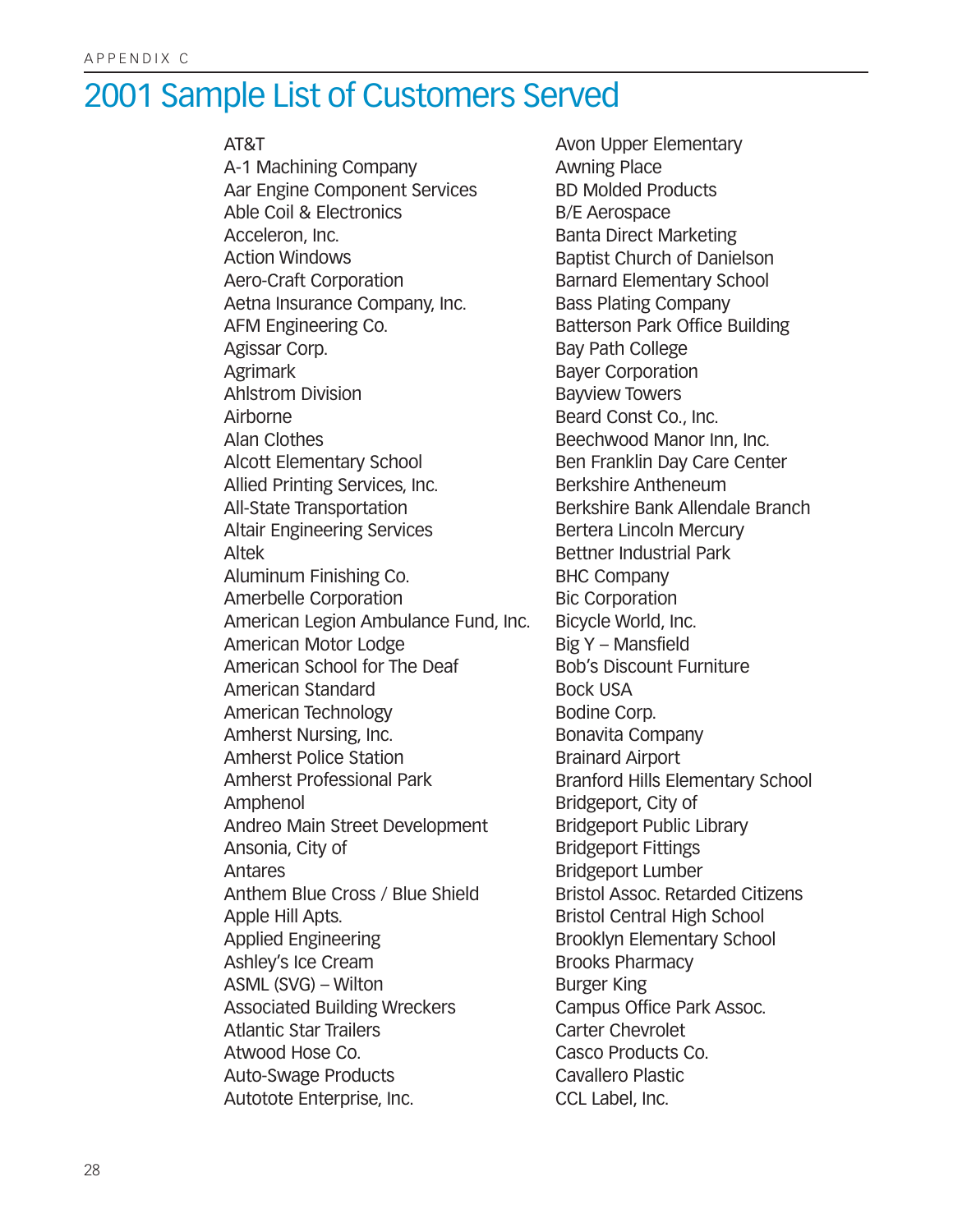APPENDIX C

# 2001 Sample List of Customers Served

AT&T
A-1 Machining Company
Aar Engine Component Services
Able Coil & Electronics
Acceleron, Inc.
Action Windows
Aero-Craft Corporation
Aetna Insurance Company, Inc.
AFM Engineering Co.
Agissar Corp.
Agrimark
Ahlstrom Division
Airborne
Alan Clothes
Alcott Elementary School
Allied Printing Services, Inc.
All-State Transportation
Altair Engineering Services
Altek
Aluminum Finishing Co.
Amerbelle Corporation
American Legion Ambulance Fund, Inc.
American Motor Lodge
American School for The Deaf
American Standard
American Technology
Amherst Nursing, Inc.
Amherst Police Station
Amherst Professional Park
Amphenol
Andreo Main Street Development
Ansonia, City of
Antares
Anthem Blue Cross / Blue Shield
Apple Hill Apts.
Applied Engineering
Ashley's Ice Cream
ASML (SVG) – Wilton
Associated Building Wreckers
Atlantic Star Trailers
Atwood Hose Co.
Auto-Swage Products
Autotote Enterprise, Inc.
Avon Upper Elementary
Awning Place
BD Molded Products
B/E Aerospace
Banta Direct Marketing
Baptist Church of Danielson
Barnard Elementary School
Bass Plating Company
Batterson Park Office Building
Bay Path College
Bayer Corporation
Bayview Towers
Beard Const Co., Inc.
Beechwood Manor Inn, Inc.
Ben Franklin Day Care Center
Berkshire Antheneum
Berkshire Bank Allendale Branch
Bertera Lincoln Mercury
Bettner Industrial Park
BHC Company
Bic Corporation
Bicycle World, Inc.
Big Y – Mansfield
Bob's Discount Furniture
Bock USA
Bodine Corp.
Bonavita Company
Brainard Airport
Branford Hills Elementary School
Bridgeport, City of
Bridgeport Public Library
Bridgeport Fittings
Bridgeport Lumber
Bristol Assoc. Retarded Citizens
Bristol Central High School
Brooklyn Elementary School
Brooks Pharmacy
Burger King
Campus Office Park Assoc.
Carter Chevrolet
Casco Products Co.
Cavallero Plastic
CCL Label, Inc.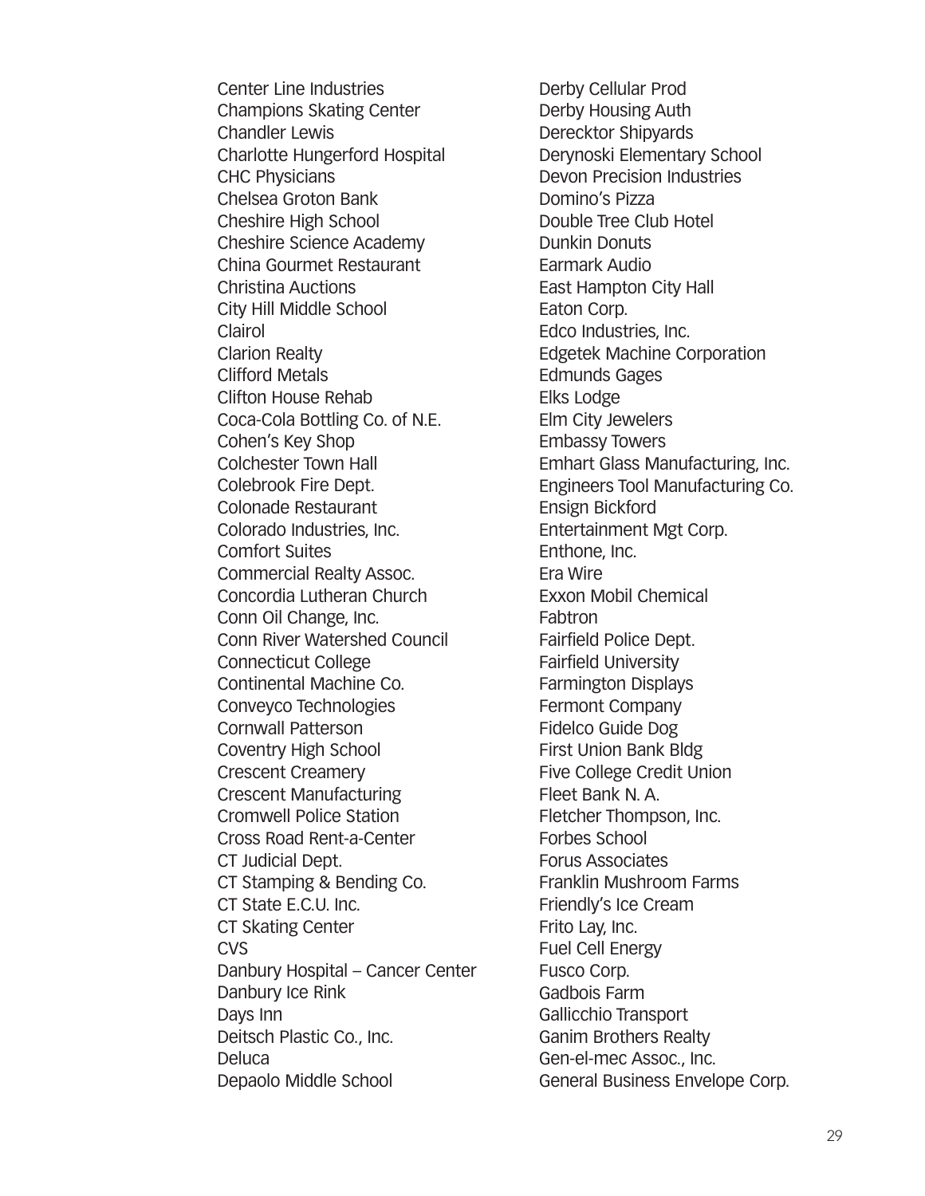Center Line Industries
Champions Skating Center
Chandler Lewis
Charlotte Hungerford Hospital
CHC Physicians
Chelsea Groton Bank
Cheshire High School
Cheshire Science Academy
China Gourmet Restaurant
Christina Auctions
City Hill Middle School
Clairol
Clarion Realty
Clifford Metals
Clifton House Rehab
Coca-Cola Bottling Co. of N.E.
Cohen's Key Shop
Colchester Town Hall
Colebrook Fire Dept.
Colonade Restaurant
Colorado Industries, Inc.
Comfort Suites
Commercial Realty Assoc.
Concordia Lutheran Church
Conn Oil Change, Inc.
Conn River Watershed Council
Connecticut College
Continental Machine Co.
Conveyco Technologies
Cornwall Patterson
Coventry High School
Crescent Creamery
Crescent Manufacturing
Cromwell Police Station
Cross Road Rent-a-Center
CT Judicial Dept.
CT Stamping & Bending Co.
CT State E.C.U. Inc.
CT Skating Center
CVS
Danbury Hospital – Cancer Center
Danbury Ice Rink
Days Inn
Deitsch Plastic Co., Inc.
Deluca
Depaolo Middle School
Derby Cellular Prod
Derby Housing Auth
Derecktor Shipyards
Derynoski Elementary School
Devon Precision Industries
Domino's Pizza
Double Tree Club Hotel
Dunkin Donuts
Earmark Audio
East Hampton City Hall
Eaton Corp.
Edco Industries, Inc.
Edgetek Machine Corporation
Edmunds Gages
Elks Lodge
Elm City Jewelers
Embassy Towers
Emhart Glass Manufacturing, Inc.
Engineers Tool Manufacturing Co.
Ensign Bickford
Entertainment Mgt Corp.
Enthone, Inc.
Era Wire
Exxon Mobil Chemical
Fabtron
Fairfield Police Dept.
Fairfield University
Farmington Displays
Fermont Company
Fidelco Guide Dog
First Union Bank Bldg
Five College Credit Union
Fleet Bank N. A.
Fletcher Thompson, Inc.
Forbes School
Forus Associates
Franklin Mushroom Farms
Friendly's Ice Cream
Frito Lay, Inc.
Fuel Cell Energy
Fusco Corp.
Gadbois Farm
Gallicchio Transport
Ganim Brothers Realty
Gen-el-mec Assoc., Inc.
General Business Envelope Corp.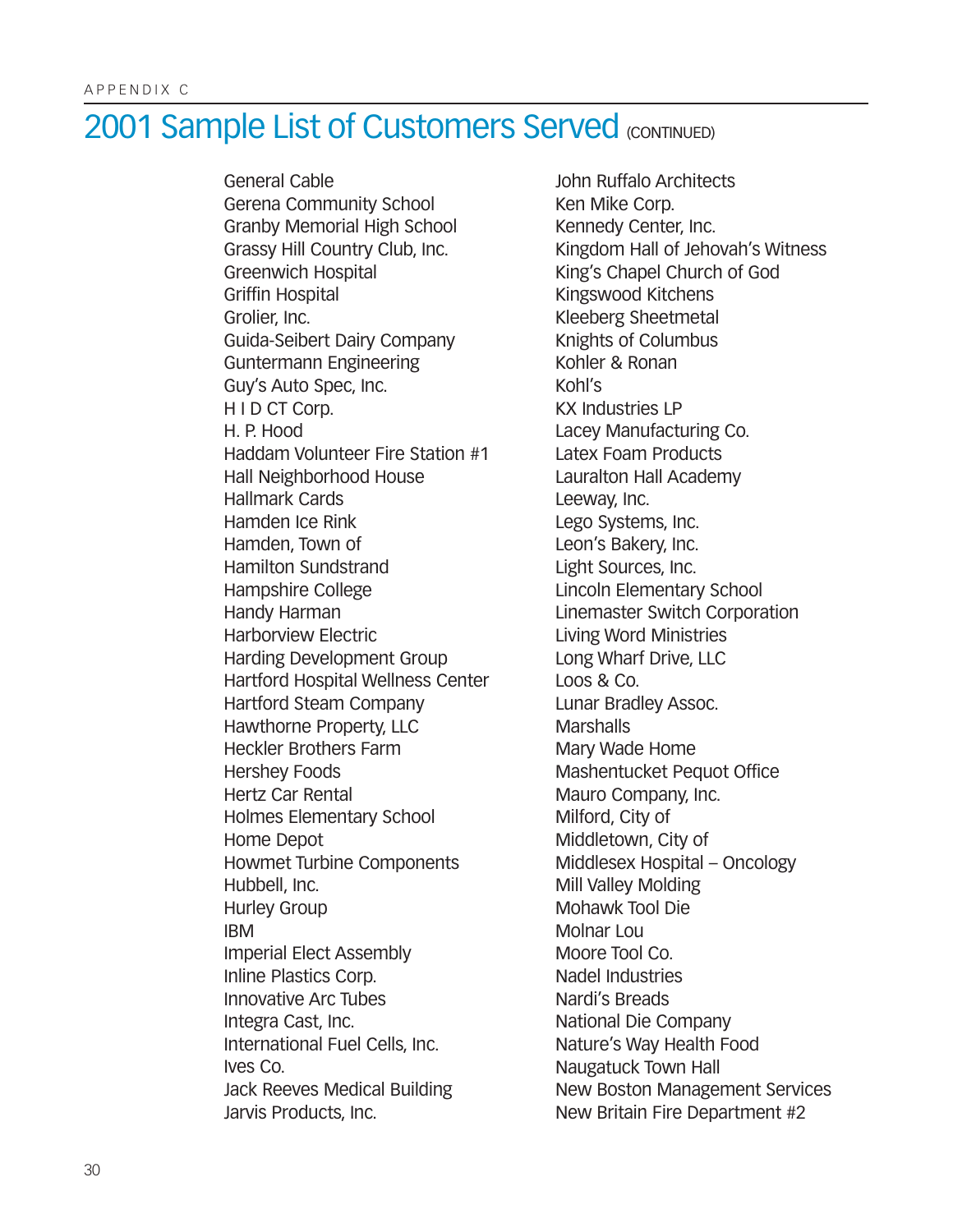# 2001 Sample List of Customers Served (CONTINUED)

General Cable
Gerena Community School
Granby Memorial High School
Grassy Hill Country Club, Inc.
Greenwich Hospital
Griffin Hospital
Grolier, Inc.
Guida-Seibert Dairy Company
Guntermann Engineering
Guy's Auto Spec, Inc.
H I D CT Corp.
H. P. Hood
Haddam Volunteer Fire Station #1
Hall Neighborhood House
Hallmark Cards
Hamden Ice Rink
Hamden, Town of
Hamilton Sundstrand
Hampshire College
Handy Harman
Harborview Electric
Harding Development Group
Hartford Hospital Wellness Center
Hartford Steam Company
Hawthorne Property, LLC
Heckler Brothers Farm
Hershey Foods
Hertz Car Rental
Holmes Elementary School
Home Depot
Howmet Turbine Components
Hubbell, Inc.
Hurley Group
IBM
Imperial Elect Assembly
Inline Plastics Corp.
Innovative Arc Tubes
Integra Cast, Inc.
International Fuel Cells, Inc.
Ives Co.
Jack Reeves Medical Building
Jarvis Products, Inc.
John Ruffalo Architects
Ken Mike Corp.
Kennedy Center, Inc.
Kingdom Hall of Jehovah's Witness
King's Chapel Church of God
Kingswood Kitchens
Kleeberg Sheetmetal
Knights of Columbus
Kohler & Ronan
Kohl's
KX Industries LP
Lacey Manufacturing Co.
Latex Foam Products
Lauralton Hall Academy
Leeway, Inc.
Lego Systems, Inc.
Leon's Bakery, Inc.
Light Sources, Inc.
Lincoln Elementary School
Linemaster Switch Corporation
Living Word Ministries
Long Wharf Drive, LLC
Loos & Co.
Lunar Bradley Assoc.
Marshalls
Mary Wade Home
Mashentucket Pequot Office
Mauro Company, Inc.
Milford, City of
Middletown, City of
Middlesex Hospital – Oncology
Mill Valley Molding
Mohawk Tool Die
Molnar Lou
Moore Tool Co.
Nadel Industries
Nardi's Breads
National Die Company
Nature's Way Health Food
Naugatuck Town Hall
New Boston Management Services
New Britain Fire Department #2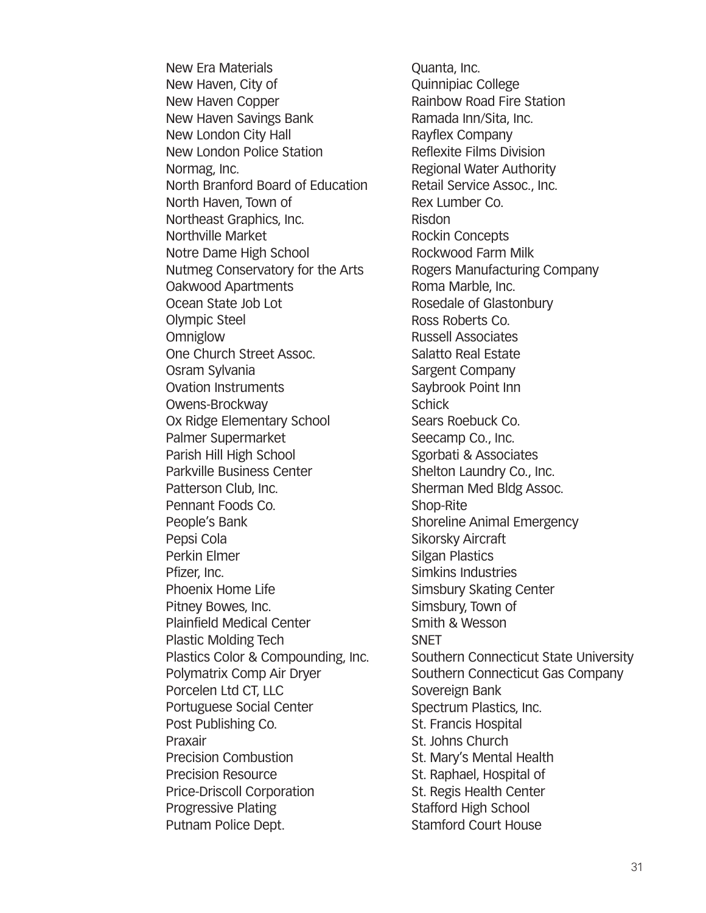New Era Materials
New Haven, City of
New Haven Copper
New Haven Savings Bank
New London City Hall
New London Police Station
Normag, Inc.
North Branford Board of Education
North Haven, Town of
Northeast Graphics, Inc.
Northville Market
Notre Dame High School
Nutmeg Conservatory for the Arts
Oakwood Apartments
Ocean State Job Lot
Olympic Steel
Omniglow
One Church Street Assoc.
Osram Sylvania
Ovation Instruments
Owens-Brockway
Ox Ridge Elementary School
Palmer Supermarket
Parish Hill High School
Parkville Business Center
Patterson Club, Inc.
Pennant Foods Co.
People's Bank
Pepsi Cola
Perkin Elmer
Pfizer, Inc.
Phoenix Home Life
Pitney Bowes, Inc.
Plainfield Medical Center
Plastic Molding Tech
Plastics Color & Compounding, Inc.
Polymatrix Comp Air Dryer
Porcelen Ltd CT, LLC
Portuguese Social Center
Post Publishing Co.
Praxair
Precision Combustion
Precision Resource
Price-Driscoll Corporation
Progressive Plating
Putnam Police Dept.
Quanta, Inc.
Quinnipiac College
Rainbow Road Fire Station
Ramada Inn/Sita, Inc.
Rayflex Company
Reflexite Films Division
Regional Water Authority
Retail Service Assoc., Inc.
Rex Lumber Co.
Risdon
Rockin Concepts
Rockwood Farm Milk
Rogers Manufacturing Company
Roma Marble, Inc.
Rosedale of Glastonbury
Ross Roberts Co.
Russell Associates
Salatto Real Estate
Sargent Company
Saybrook Point Inn
Schick
Sears Roebuck Co.
Seecamp Co., Inc.
Sgorbati & Associates
Shelton Laundry Co., Inc.
Sherman Med Bldg Assoc.
Shop-Rite
Shoreline Animal Emergency
Sikorsky Aircraft
Silgan Plastics
Simkins Industries
Simsbury Skating Center
Simsbury, Town of
Smith & Wesson
SNET
Southern Connecticut State University
Southern Connecticut Gas Company
Sovereign Bank
Spectrum Plastics, Inc.
St. Francis Hospital
St. Johns Church
St. Mary's Mental Health
St. Raphael, Hospital of
St. Regis Health Center
Stafford High School
Stamford Court House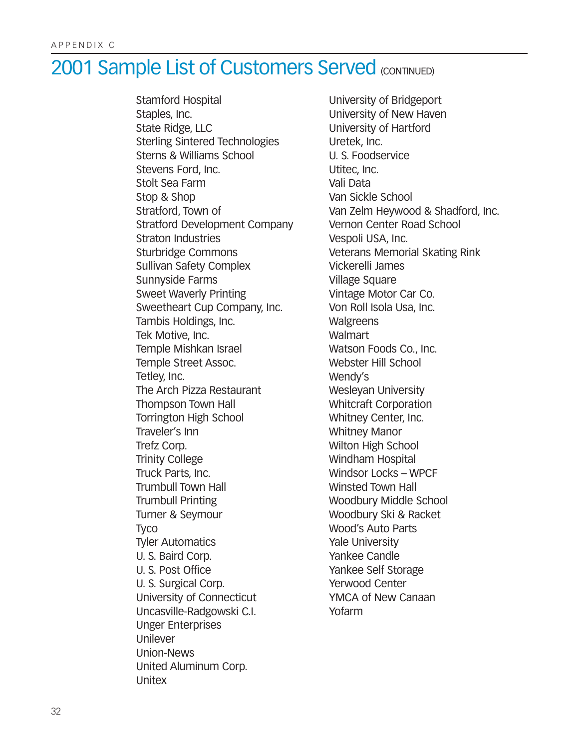APPENDIX C

# 2001 Sample List of Customers Served (CONTINUED)

Stamford Hospital
Staples, Inc.
State Ridge, LLC
Sterling Sintered Technologies
Sterns & Williams School
Stevens Ford, Inc.
Stolt Sea Farm
Stop & Shop
Stratford, Town of
Stratford Development Company
Straton Industries
Sturbridge Commons
Sullivan Safety Complex
Sunnyside Farms
Sweet Waverly Printing
Sweetheart Cup Company, Inc.
Tambis Holdings, Inc.
Tek Motive, Inc.
Temple Mishkan Israel
Temple Street Assoc.
Tetley, Inc.
The Arch Pizza Restaurant
Thompson Town Hall
Torrington High School
Traveler's Inn
Trefz Corp.
Trinity College
Truck Parts, Inc.
Trumbull Town Hall
Trumbull Printing
Turner & Seymour
Tyco
Tyler Automatics
U. S. Baird Corp.
U. S. Post Office
U. S. Surgical Corp.
University of Connecticut
Uncasville-Radgowski C.I.
Unger Enterprises
Unilever
Union-News
United Aluminum Corp.
Unitex
University of Bridgeport
University of New Haven
University of Hartford
Uretek, Inc.
U. S. Foodservice
Utitec, Inc.
Vali Data
Van Sickle School
Van Zelm Heywood & Shadford, Inc.
Vernon Center Road School
Vespoli USA, Inc.
Veterans Memorial Skating Rink
Vickerelli James
Village Square
Vintage Motor Car Co.
Von Roll Isola Usa, Inc.
Walgreens
Walmart
Watson Foods Co., Inc.
Webster Hill School
Wendy's
Wesleyan University
Whitcraft Corporation
Whitney Center, Inc.
Whitney Manor
Wilton High School
Windham Hospital
Windsor Locks – WPCF
Winsted Town Hall
Woodbury Middle School
Woodbury Ski & Racket
Wood's Auto Parts
Yale University
Yankee Candle
Yankee Self Storage
Yerwood Center
YMCA of New Canaan
Yofarm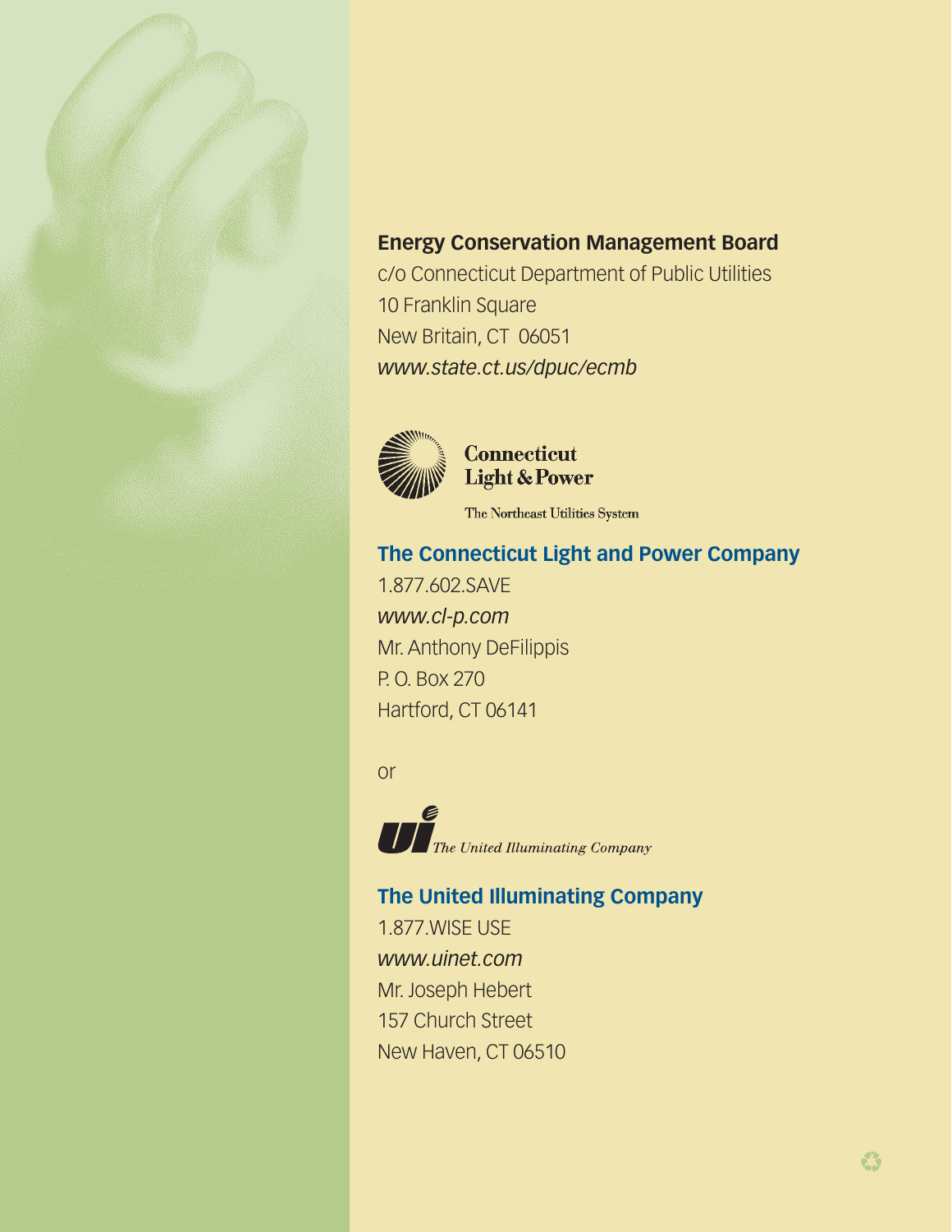**Energy Conservation Management Board**
c/o Connecticut Department of Public Utilities
10 Franklin Square
New Britain, CT 06051
*www.state.ct.us/dpuc/ecmb*

Connecticut Light & Power
The Northeast Utilities System

**The Connecticut Light and Power Company**
1.877.602.SAVE
*www.cl-p.com*
Mr. Anthony DeFilippis
P. O. Box 270
Hartford, CT 06141

or

*The United Illuminating Company*

**The United Illuminating Company**
1.877.WISE USE
*www.uinet.com*
Mr. Joseph Hebert
157 Church Street
New Haven, CT 06510